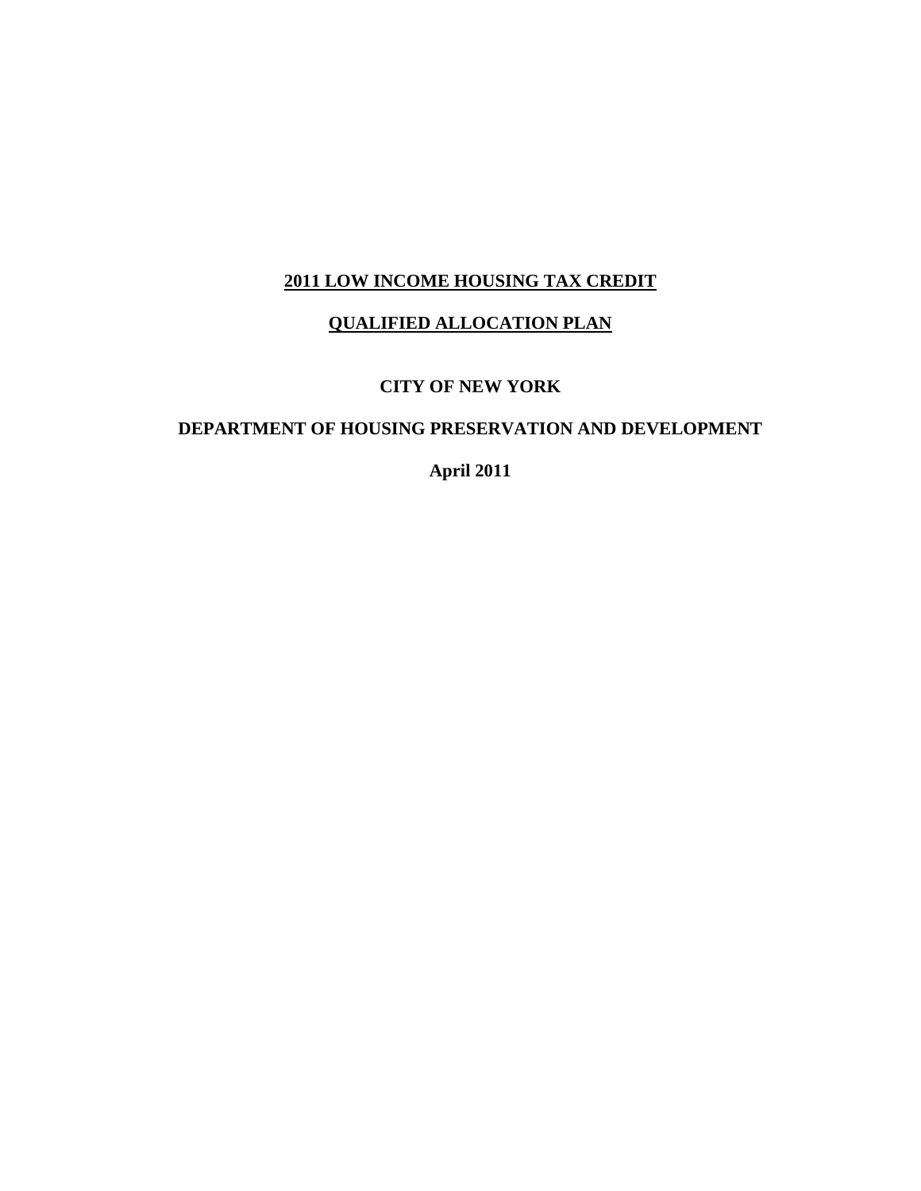# 2011 LOW INCOME HOUSING TAX CREDIT

# QUALIFIED ALLOCATION PLAN

**CITY OF NEW YORK**

**DEPARTMENT OF HOUSING PRESERVATION AND DEVELOPMENT**

**April 2011**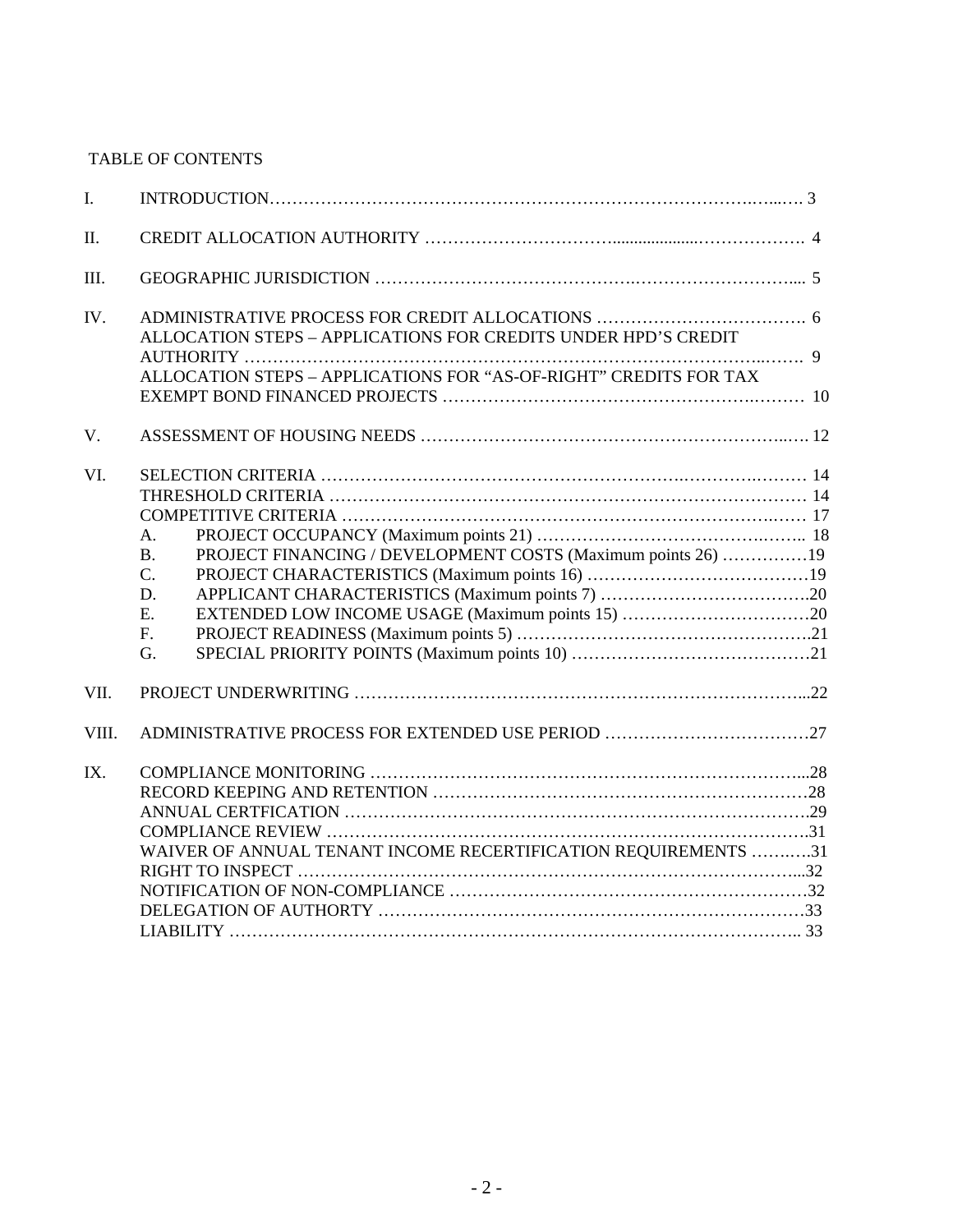TABLE OF CONTENTS

| | | |
|---|---|---|
| I. | INTRODUCTION | 3 |
| II. | CREDIT ALLOCATION AUTHORITY | 4 |
| III. | GEOGRAPHIC JURISDICTION | 5 |
| IV. | ADMINISTRATIVE PROCESS FOR CREDIT ALLOCATIONS | 6 |
| | ALLOCATION STEPS – APPLICATIONS FOR CREDITS UNDER HPD'S CREDIT AUTHORITY | 9 |
| | ALLOCATION STEPS – APPLICATIONS FOR "AS-OF-RIGHT" CREDITS FOR TAX EXEMPT BOND FINANCED PROJECTS | 10 |
| V. | ASSESSMENT OF HOUSING NEEDS | 12 |
| VI. | SELECTION CRITERIA | 14 |
| | THRESHOLD CRITERIA | 14 |
| | COMPETITIVE CRITERIA | 17 |
| | A. PROJECT OCCUPANCY (Maximum points 21) | 18 |
| | B. PROJECT FINANCING / DEVELOPMENT COSTS (Maximum points 26) | 19 |
| | C. PROJECT CHARACTERISTICS (Maximum points 16) | 19 |
| | D. APPLICANT CHARACTERISTICS (Maximum points 7) | 20 |
| | E. EXTENDED LOW INCOME USAGE (Maximum points 15) | 20 |
| | F. PROJECT READINESS (Maximum points 5) | 21 |
| | G. SPECIAL PRIORITY POINTS (Maximum points 10) | 21 |
| VII. | PROJECT UNDERWRITING | 22 |
| VIII. | ADMINISTRATIVE PROCESS FOR EXTENDED USE PERIOD | 27 |
| IX. | COMPLIANCE MONITORING | 28 |
| | RECORD KEEPING AND RETENTION | 28 |
| | ANNUAL CERTFICATION | 29 |
| | COMPLIANCE REVIEW | 31 |
| | WAIVER OF ANNUAL TENANT INCOME RECERTIFICATION REQUIREMENTS | 31 |
| | RIGHT TO INSPECT | 32 |
| | NOTIFICATION OF NON-COMPLIANCE | 32 |
| | DELEGATION OF AUTHORTY | 33 |
| | LIABILITY | 33 |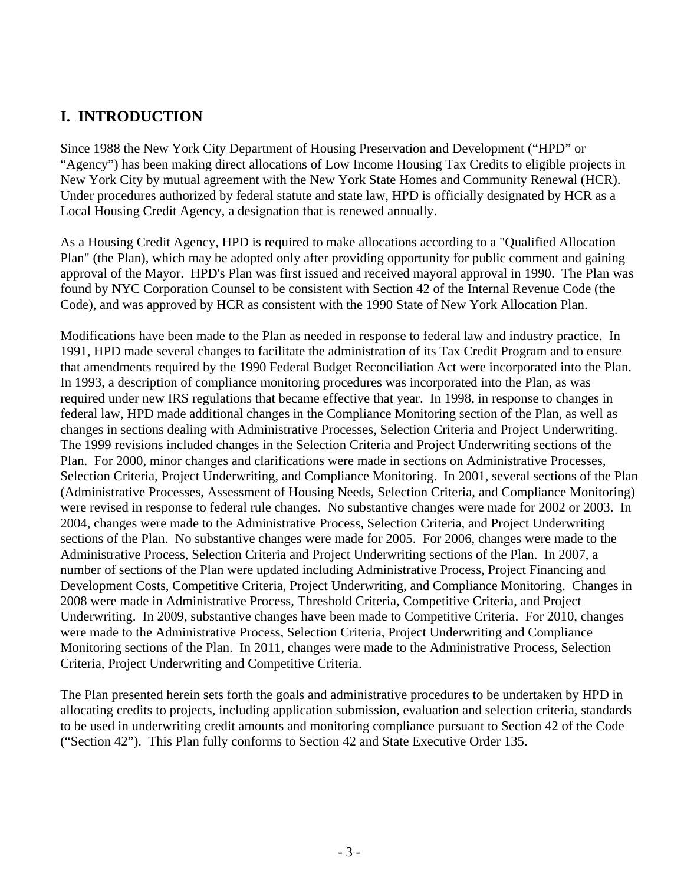## I. INTRODUCTION

Since 1988 the New York City Department of Housing Preservation and Development ("HPD" or "Agency") has been making direct allocations of Low Income Housing Tax Credits to eligible projects in New York City by mutual agreement with the New York State Homes and Community Renewal (HCR). Under procedures authorized by federal statute and state law, HPD is officially designated by HCR as a Local Housing Credit Agency, a designation that is renewed annually.

As a Housing Credit Agency, HPD is required to make allocations according to a "Qualified Allocation Plan" (the Plan), which may be adopted only after providing opportunity for public comment and gaining approval of the Mayor. HPD's Plan was first issued and received mayoral approval in 1990. The Plan was found by NYC Corporation Counsel to be consistent with Section 42 of the Internal Revenue Code (the Code), and was approved by HCR as consistent with the 1990 State of New York Allocation Plan.

Modifications have been made to the Plan as needed in response to federal law and industry practice. In 1991, HPD made several changes to facilitate the administration of its Tax Credit Program and to ensure that amendments required by the 1990 Federal Budget Reconciliation Act were incorporated into the Plan. In 1993, a description of compliance monitoring procedures was incorporated into the Plan, as was required under new IRS regulations that became effective that year. In 1998, in response to changes in federal law, HPD made additional changes in the Compliance Monitoring section of the Plan, as well as changes in sections dealing with Administrative Processes, Selection Criteria and Project Underwriting. The 1999 revisions included changes in the Selection Criteria and Project Underwriting sections of the Plan. For 2000, minor changes and clarifications were made in sections on Administrative Processes, Selection Criteria, Project Underwriting, and Compliance Monitoring. In 2001, several sections of the Plan (Administrative Processes, Assessment of Housing Needs, Selection Criteria, and Compliance Monitoring) were revised in response to federal rule changes. No substantive changes were made for 2002 or 2003. In 2004, changes were made to the Administrative Process, Selection Criteria, and Project Underwriting sections of the Plan. No substantive changes were made for 2005. For 2006, changes were made to the Administrative Process, Selection Criteria and Project Underwriting sections of the Plan. In 2007, a number of sections of the Plan were updated including Administrative Process, Project Financing and Development Costs, Competitive Criteria, Project Underwriting, and Compliance Monitoring. Changes in 2008 were made in Administrative Process, Threshold Criteria, Competitive Criteria, and Project Underwriting. In 2009, substantive changes have been made to Competitive Criteria. For 2010, changes were made to the Administrative Process, Selection Criteria, Project Underwriting and Compliance Monitoring sections of the Plan. In 2011, changes were made to the Administrative Process, Selection Criteria, Project Underwriting and Competitive Criteria.

The Plan presented herein sets forth the goals and administrative procedures to be undertaken by HPD in allocating credits to projects, including application submission, evaluation and selection criteria, standards to be used in underwriting credit amounts and monitoring compliance pursuant to Section 42 of the Code ("Section 42"). This Plan fully conforms to Section 42 and State Executive Order 135.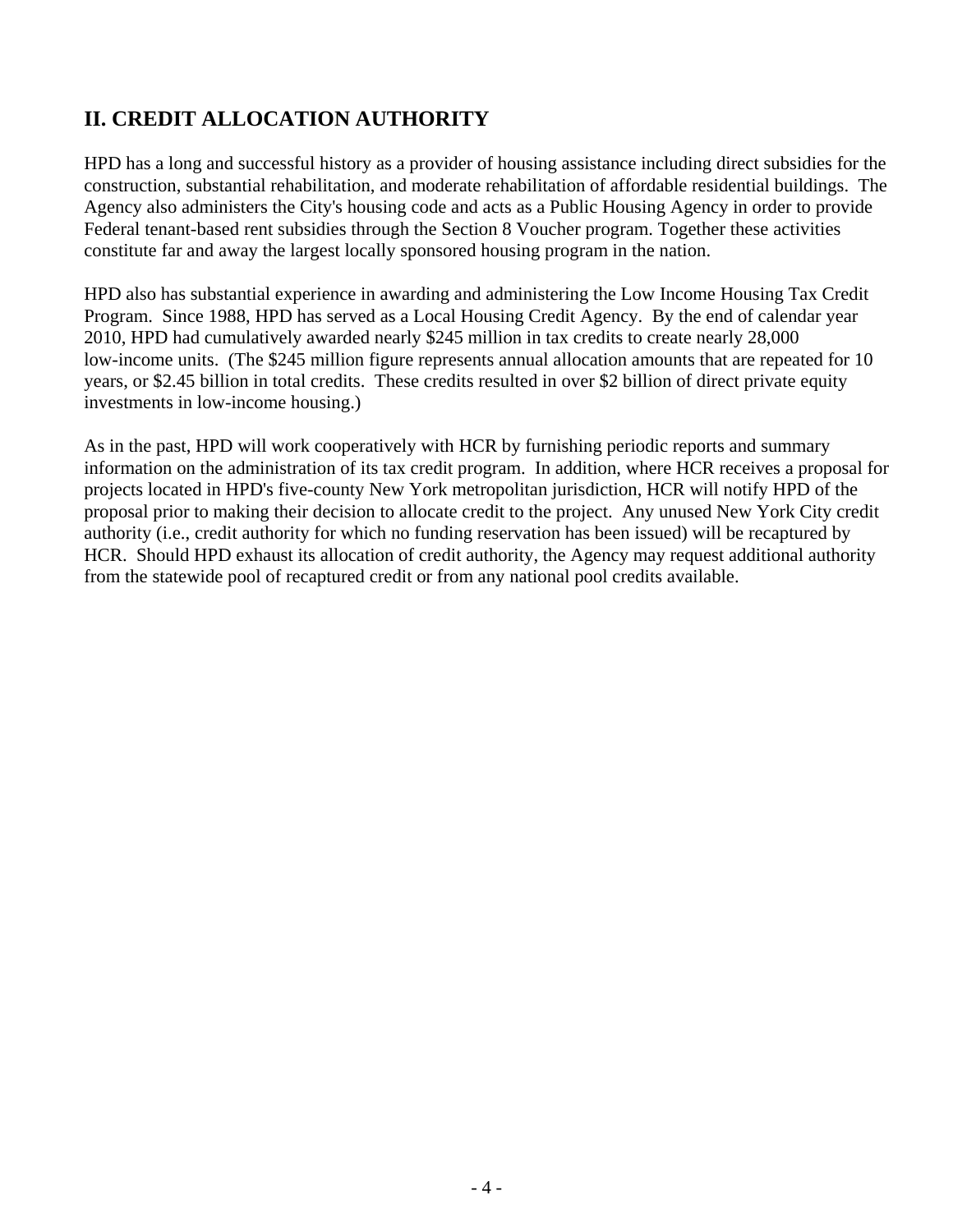## II. CREDIT ALLOCATION AUTHORITY

HPD has a long and successful history as a provider of housing assistance including direct subsidies for the construction, substantial rehabilitation, and moderate rehabilitation of affordable residential buildings. The Agency also administers the City's housing code and acts as a Public Housing Agency in order to provide Federal tenant-based rent subsidies through the Section 8 Voucher program. Together these activities constitute far and away the largest locally sponsored housing program in the nation.

HPD also has substantial experience in awarding and administering the Low Income Housing Tax Credit Program. Since 1988, HPD has served as a Local Housing Credit Agency. By the end of calendar year 2010, HPD had cumulatively awarded nearly $245 million in tax credits to create nearly 28,000 low-income units. (The $245 million figure represents annual allocation amounts that are repeated for 10 years, or $2.45 billion in total credits. These credits resulted in over $2 billion of direct private equity investments in low-income housing.)

As in the past, HPD will work cooperatively with HCR by furnishing periodic reports and summary information on the administration of its tax credit program. In addition, where HCR receives a proposal for projects located in HPD's five-county New York metropolitan jurisdiction, HCR will notify HPD of the proposal prior to making their decision to allocate credit to the project. Any unused New York City credit authority (i.e., credit authority for which no funding reservation has been issued) will be recaptured by HCR. Should HPD exhaust its allocation of credit authority, the Agency may request additional authority from the statewide pool of recaptured credit or from any national pool credits available.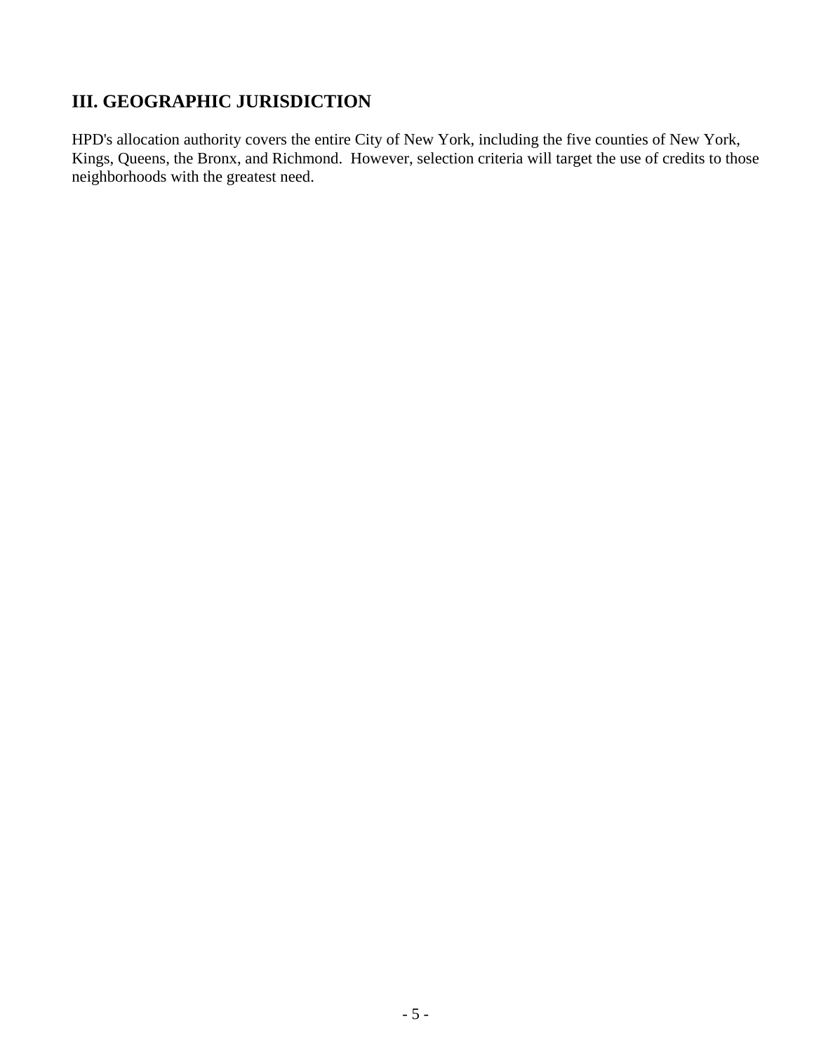## III. GEOGRAPHIC JURISDICTION

HPD's allocation authority covers the entire City of New York, including the five counties of New York, Kings, Queens, the Bronx, and Richmond. However, selection criteria will target the use of credits to those neighborhoods with the greatest need.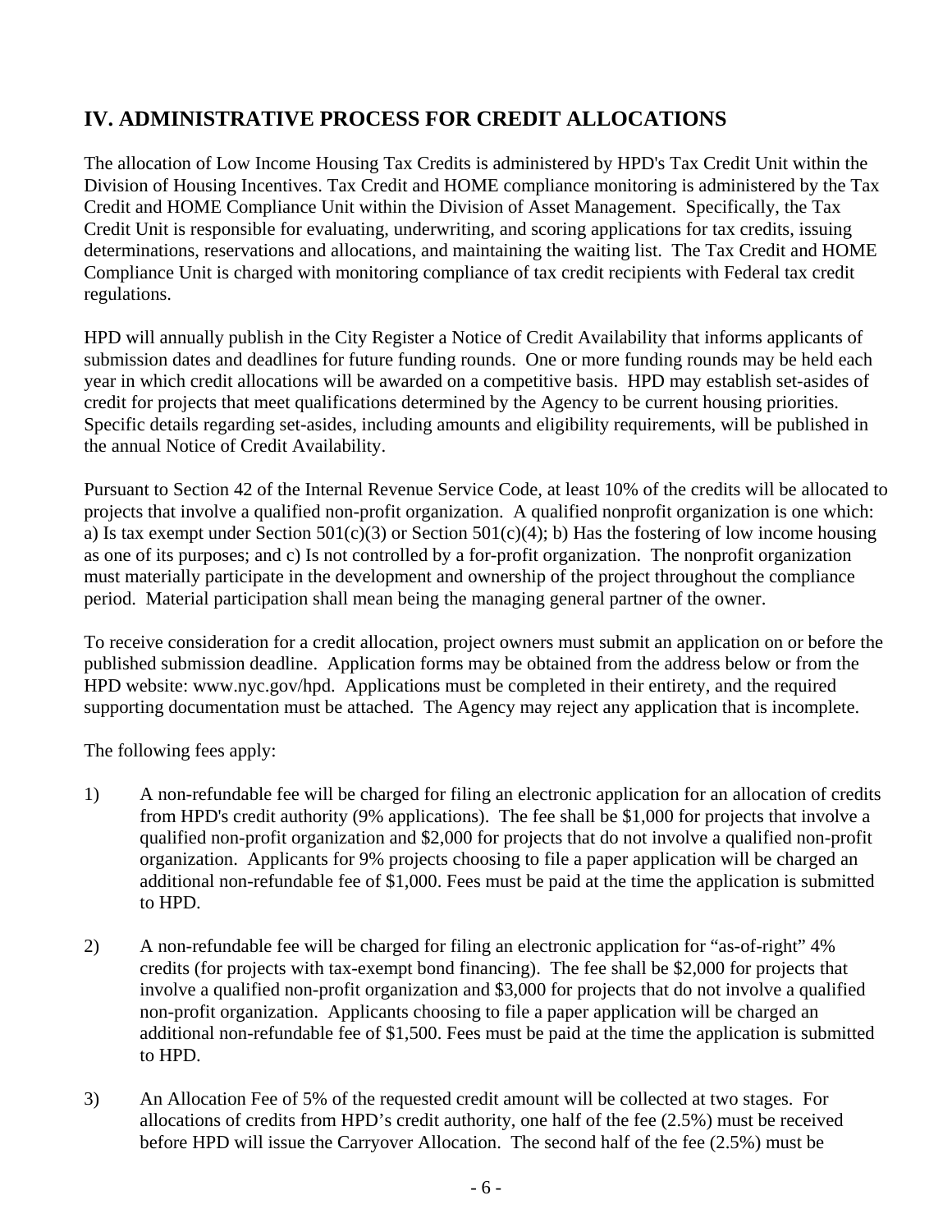## IV. ADMINISTRATIVE PROCESS FOR CREDIT ALLOCATIONS

The allocation of Low Income Housing Tax Credits is administered by HPD's Tax Credit Unit within the Division of Housing Incentives. Tax Credit and HOME compliance monitoring is administered by the Tax Credit and HOME Compliance Unit within the Division of Asset Management. Specifically, the Tax Credit Unit is responsible for evaluating, underwriting, and scoring applications for tax credits, issuing determinations, reservations and allocations, and maintaining the waiting list. The Tax Credit and HOME Compliance Unit is charged with monitoring compliance of tax credit recipients with Federal tax credit regulations.

HPD will annually publish in the City Register a Notice of Credit Availability that informs applicants of submission dates and deadlines for future funding rounds. One or more funding rounds may be held each year in which credit allocations will be awarded on a competitive basis. HPD may establish set-asides of credit for projects that meet qualifications determined by the Agency to be current housing priorities. Specific details regarding set-asides, including amounts and eligibility requirements, will be published in the annual Notice of Credit Availability.

Pursuant to Section 42 of the Internal Revenue Service Code, at least 10% of the credits will be allocated to projects that involve a qualified non-profit organization. A qualified nonprofit organization is one which: a) Is tax exempt under Section 501(c)(3) or Section 501(c)(4); b) Has the fostering of low income housing as one of its purposes; and c) Is not controlled by a for-profit organization. The nonprofit organization must materially participate in the development and ownership of the project throughout the compliance period. Material participation shall mean being the managing general partner of the owner.

To receive consideration for a credit allocation, project owners must submit an application on or before the published submission deadline. Application forms may be obtained from the address below or from the HPD website: www.nyc.gov/hpd. Applications must be completed in their entirety, and the required supporting documentation must be attached. The Agency may reject any application that is incomplete.

The following fees apply:

1) A non-refundable fee will be charged for filing an electronic application for an allocation of credits from HPD's credit authority (9% applications). The fee shall be $1,000 for projects that involve a qualified non-profit organization and $2,000 for projects that do not involve a qualified non-profit organization. Applicants for 9% projects choosing to file a paper application will be charged an additional non-refundable fee of $1,000. Fees must be paid at the time the application is submitted to HPD.

2) A non-refundable fee will be charged for filing an electronic application for "as-of-right" 4% credits (for projects with tax-exempt bond financing). The fee shall be $2,000 for projects that involve a qualified non-profit organization and $3,000 for projects that do not involve a qualified non-profit organization. Applicants choosing to file a paper application will be charged an additional non-refundable fee of $1,500. Fees must be paid at the time the application is submitted to HPD.

3) An Allocation Fee of 5% of the requested credit amount will be collected at two stages. For allocations of credits from HPD's credit authority, one half of the fee (2.5%) must be received before HPD will issue the Carryover Allocation. The second half of the fee (2.5%) must be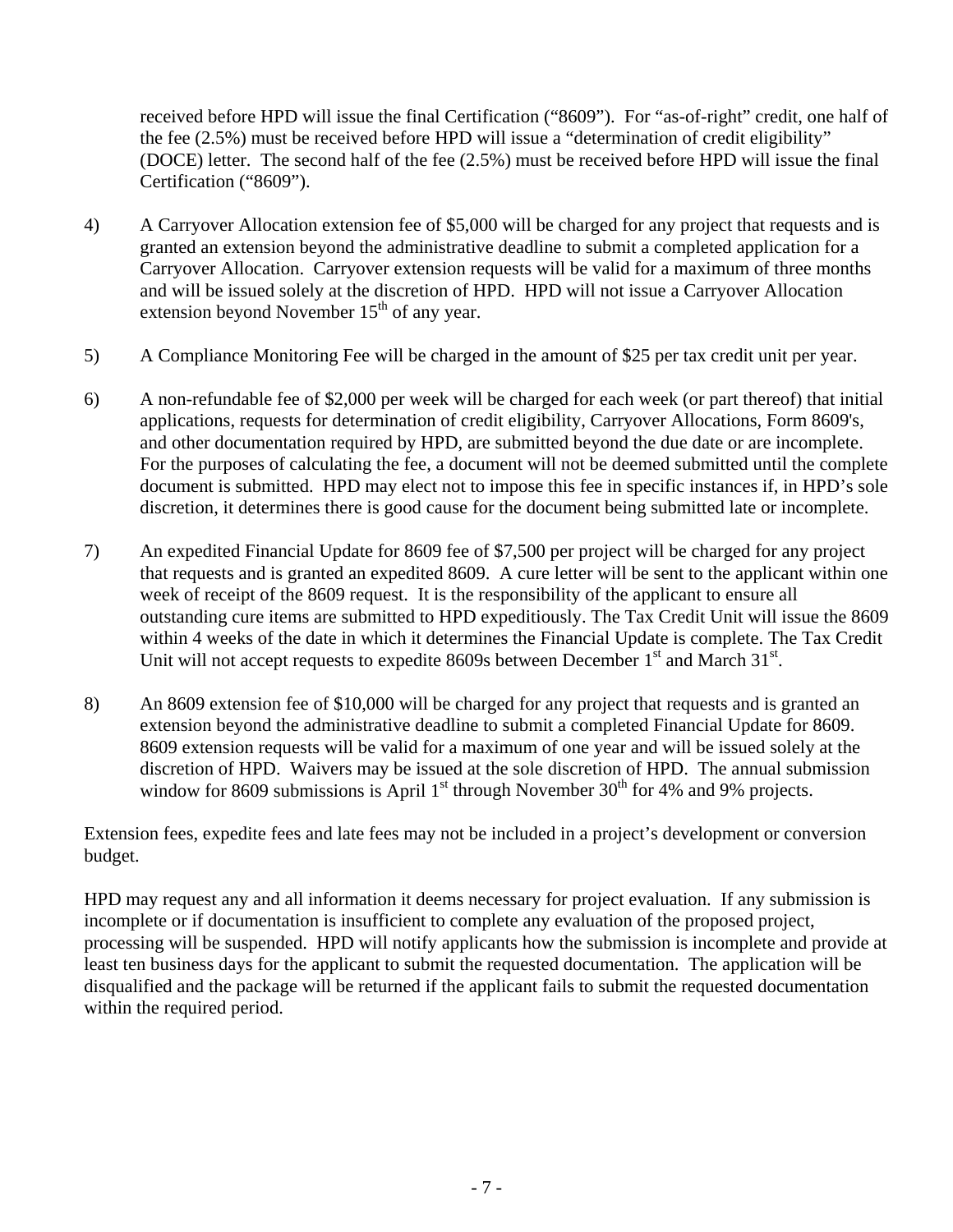received before HPD will issue the final Certification ("8609"). For "as-of-right" credit, one half of the fee (2.5%) must be received before HPD will issue a "determination of credit eligibility" (DOCE) letter. The second half of the fee (2.5%) must be received before HPD will issue the final Certification ("8609").

4) A Carryover Allocation extension fee of $5,000 will be charged for any project that requests and is granted an extension beyond the administrative deadline to submit a completed application for a Carryover Allocation. Carryover extension requests will be valid for a maximum of three months and will be issued solely at the discretion of HPD. HPD will not issue a Carryover Allocation extension beyond November 15th of any year.

5) A Compliance Monitoring Fee will be charged in the amount of $25 per tax credit unit per year.

6) A non-refundable fee of $2,000 per week will be charged for each week (or part thereof) that initial applications, requests for determination of credit eligibility, Carryover Allocations, Form 8609's, and other documentation required by HPD, are submitted beyond the due date or are incomplete. For the purposes of calculating the fee, a document will not be deemed submitted until the complete document is submitted. HPD may elect not to impose this fee in specific instances if, in HPD's sole discretion, it determines there is good cause for the document being submitted late or incomplete.

7) An expedited Financial Update for 8609 fee of $7,500 per project will be charged for any project that requests and is granted an expedited 8609. A cure letter will be sent to the applicant within one week of receipt of the 8609 request. It is the responsibility of the applicant to ensure all outstanding cure items are submitted to HPD expeditiously. The Tax Credit Unit will issue the 8609 within 4 weeks of the date in which it determines the Financial Update is complete. The Tax Credit Unit will not accept requests to expedite 8609s between December 1st and March 31st.

8) An 8609 extension fee of $10,000 will be charged for any project that requests and is granted an extension beyond the administrative deadline to submit a completed Financial Update for 8609. 8609 extension requests will be valid for a maximum of one year and will be issued solely at the discretion of HPD. Waivers may be issued at the sole discretion of HPD. The annual submission window for 8609 submissions is April 1st through November 30th for 4% and 9% projects.

Extension fees, expedite fees and late fees may not be included in a project's development or conversion budget.

HPD may request any and all information it deems necessary for project evaluation. If any submission is incomplete or if documentation is insufficient to complete any evaluation of the proposed project, processing will be suspended. HPD will notify applicants how the submission is incomplete and provide at least ten business days for the applicant to submit the requested documentation. The application will be disqualified and the package will be returned if the applicant fails to submit the requested documentation within the required period.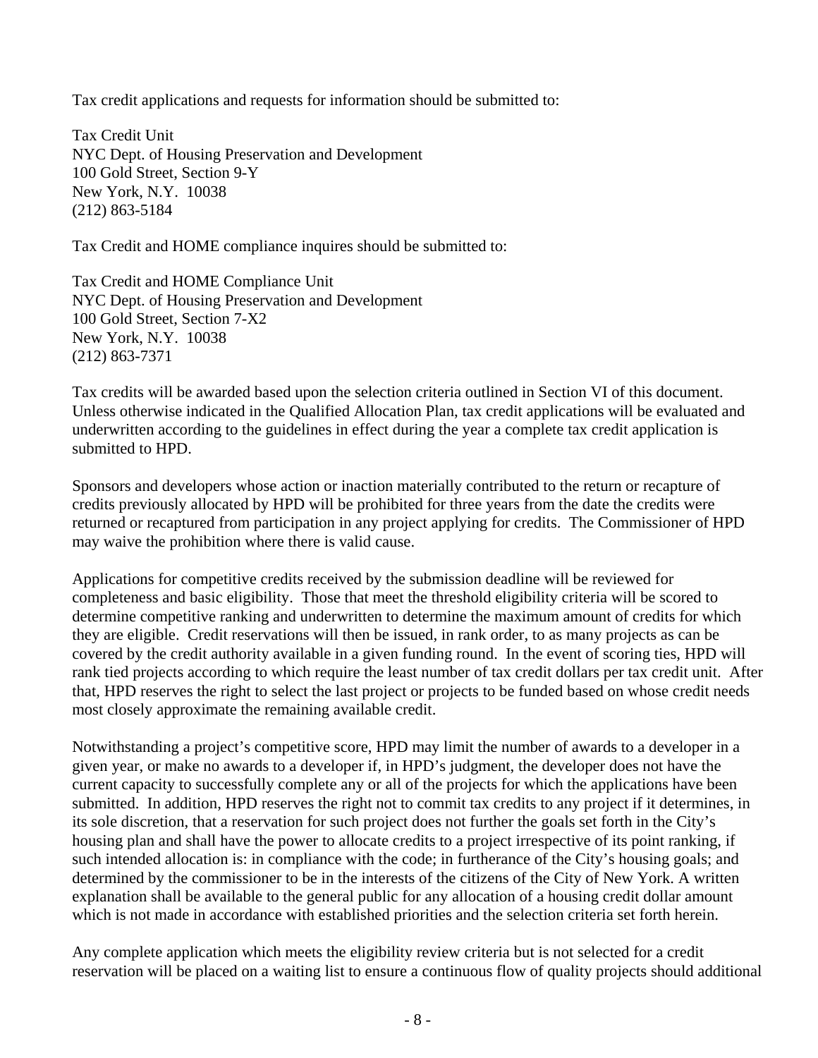Tax credit applications and requests for information should be submitted to:

Tax Credit Unit
NYC Dept. of Housing Preservation and Development
100 Gold Street, Section 9-Y
New York, N.Y. 10038
(212) 863-5184

Tax Credit and HOME compliance inquires should be submitted to:

Tax Credit and HOME Compliance Unit
NYC Dept. of Housing Preservation and Development
100 Gold Street, Section 7-X2
New York, N.Y. 10038
(212) 863-7371

Tax credits will be awarded based upon the selection criteria outlined in Section VI of this document. Unless otherwise indicated in the Qualified Allocation Plan, tax credit applications will be evaluated and underwritten according to the guidelines in effect during the year a complete tax credit application is submitted to HPD.

Sponsors and developers whose action or inaction materially contributed to the return or recapture of credits previously allocated by HPD will be prohibited for three years from the date the credits were returned or recaptured from participation in any project applying for credits. The Commissioner of HPD may waive the prohibition where there is valid cause.

Applications for competitive credits received by the submission deadline will be reviewed for completeness and basic eligibility. Those that meet the threshold eligibility criteria will be scored to determine competitive ranking and underwritten to determine the maximum amount of credits for which they are eligible. Credit reservations will then be issued, in rank order, to as many projects as can be covered by the credit authority available in a given funding round. In the event of scoring ties, HPD will rank tied projects according to which require the least number of tax credit dollars per tax credit unit. After that, HPD reserves the right to select the last project or projects to be funded based on whose credit needs most closely approximate the remaining available credit.

Notwithstanding a project's competitive score, HPD may limit the number of awards to a developer in a given year, or make no awards to a developer if, in HPD's judgment, the developer does not have the current capacity to successfully complete any or all of the projects for which the applications have been submitted. In addition, HPD reserves the right not to commit tax credits to any project if it determines, in its sole discretion, that a reservation for such project does not further the goals set forth in the City's housing plan and shall have the power to allocate credits to a project irrespective of its point ranking, if such intended allocation is: in compliance with the code; in furtherance of the City's housing goals; and determined by the commissioner to be in the interests of the citizens of the City of New York. A written explanation shall be available to the general public for any allocation of a housing credit dollar amount which is not made in accordance with established priorities and the selection criteria set forth herein.

Any complete application which meets the eligibility review criteria but is not selected for a credit reservation will be placed on a waiting list to ensure a continuous flow of quality projects should additional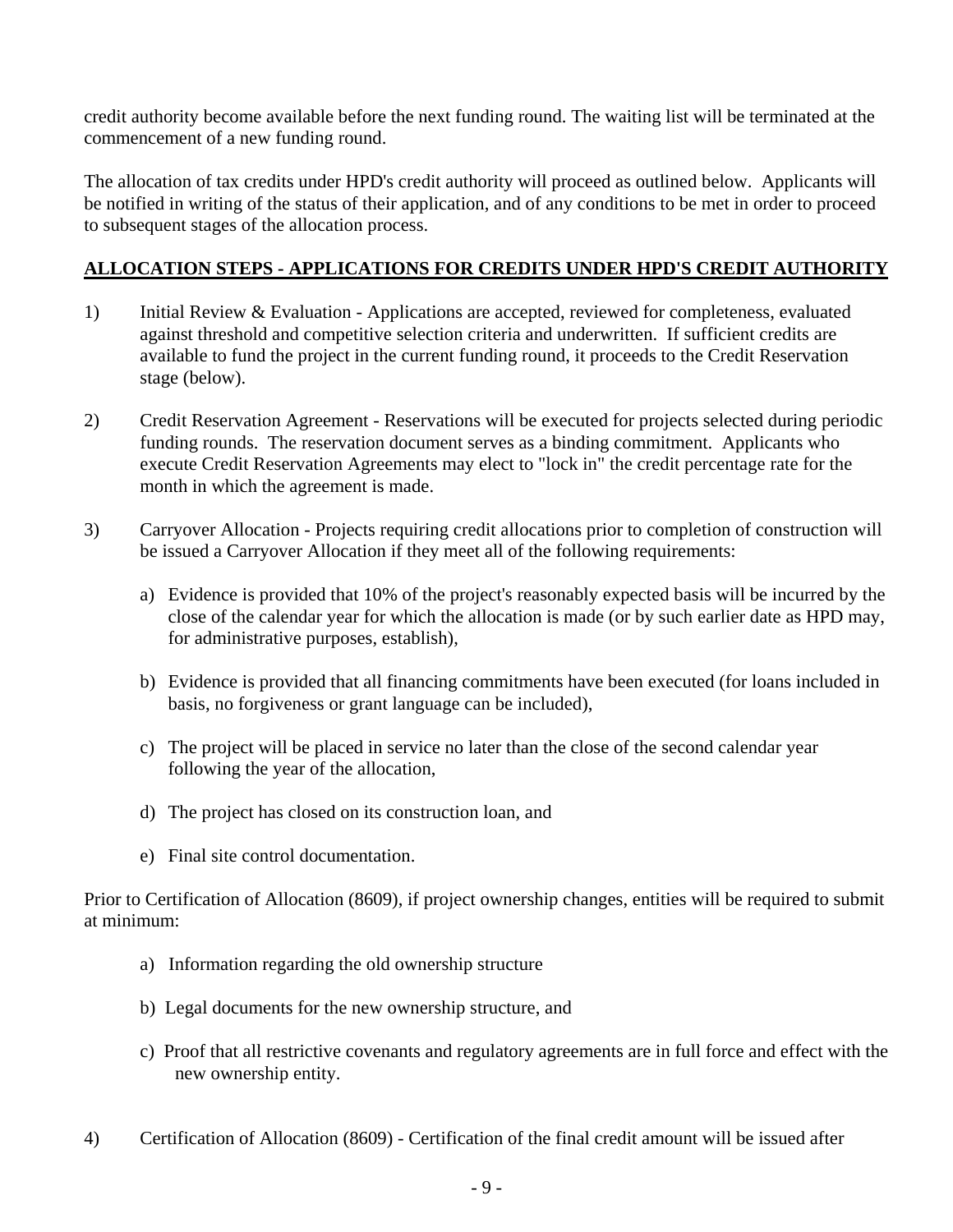credit authority become available before the next funding round. The waiting list will be terminated at the commencement of a new funding round.

The allocation of tax credits under HPD's credit authority will proceed as outlined below. Applicants will be notified in writing of the status of their application, and of any conditions to be met in order to proceed to subsequent stages of the allocation process.

## ALLOCATION STEPS - APPLICATIONS FOR CREDITS UNDER HPD'S CREDIT AUTHORITY

1) Initial Review & Evaluation - Applications are accepted, reviewed for completeness, evaluated against threshold and competitive selection criteria and underwritten. If sufficient credits are available to fund the project in the current funding round, it proceeds to the Credit Reservation stage (below).

2) Credit Reservation Agreement - Reservations will be executed for projects selected during periodic funding rounds. The reservation document serves as a binding commitment. Applicants who execute Credit Reservation Agreements may elect to "lock in" the credit percentage rate for the month in which the agreement is made.

3) Carryover Allocation - Projects requiring credit allocations prior to completion of construction will be issued a Carryover Allocation if they meet all of the following requirements:

   a) Evidence is provided that 10% of the project's reasonably expected basis will be incurred by the close of the calendar year for which the allocation is made (or by such earlier date as HPD may, for administrative purposes, establish),

   b) Evidence is provided that all financing commitments have been executed (for loans included in basis, no forgiveness or grant language can be included),

   c) The project will be placed in service no later than the close of the second calendar year following the year of the allocation,

   d) The project has closed on its construction loan, and

   e) Final site control documentation.

Prior to Certification of Allocation (8609), if project ownership changes, entities will be required to submit at minimum:

   a) Information regarding the old ownership structure

   b) Legal documents for the new ownership structure, and

   c) Proof that all restrictive covenants and regulatory agreements are in full force and effect with the new ownership entity.

4) Certification of Allocation (8609) - Certification of the final credit amount will be issued after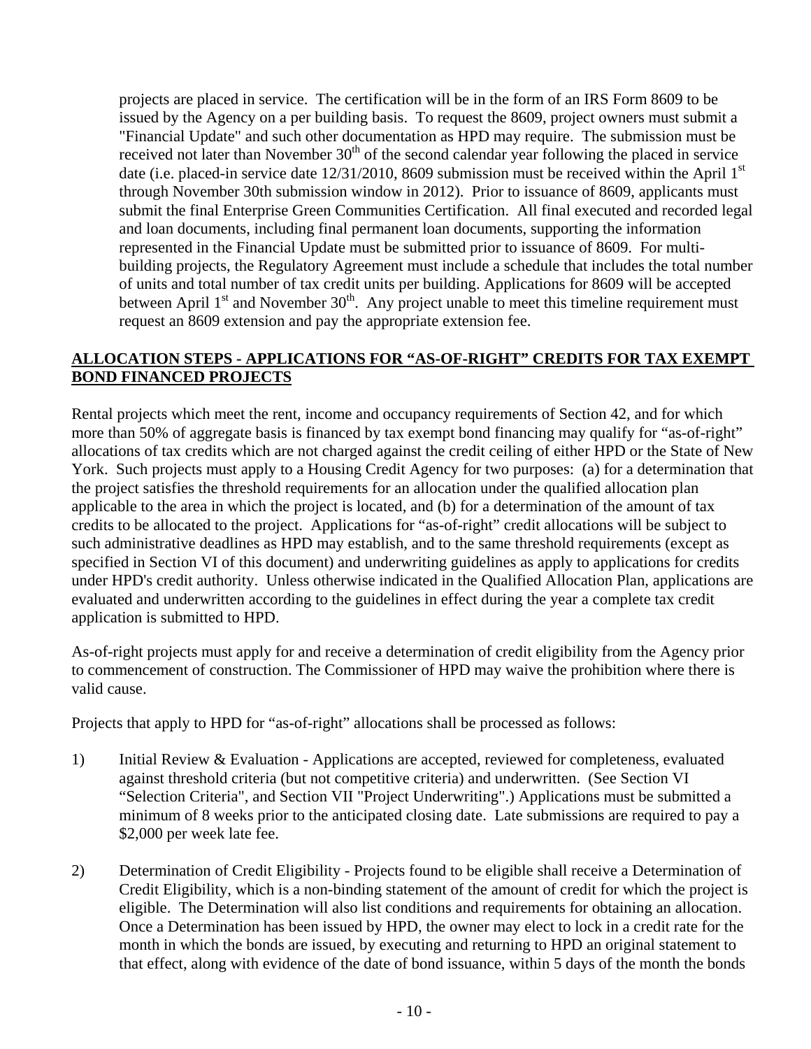projects are placed in service. The certification will be in the form of an IRS Form 8609 to be issued by the Agency on a per building basis. To request the 8609, project owners must submit a "Financial Update" and such other documentation as HPD may require. The submission must be received not later than November 30th of the second calendar year following the placed in service date (i.e. placed-in service date 12/31/2010, 8609 submission must be received within the April 1st through November 30th submission window in 2012). Prior to issuance of 8609, applicants must submit the final Enterprise Green Communities Certification. All final executed and recorded legal and loan documents, including final permanent loan documents, supporting the information represented in the Financial Update must be submitted prior to issuance of 8609. For multi-building projects, the Regulatory Agreement must include a schedule that includes the total number of units and total number of tax credit units per building. Applications for 8609 will be accepted between April 1st and November 30th. Any project unable to meet this timeline requirement must request an 8609 extension and pay the appropriate extension fee.

## ALLOCATION STEPS - APPLICATIONS FOR "AS-OF-RIGHT" CREDITS FOR TAX EXEMPT BOND FINANCED PROJECTS

Rental projects which meet the rent, income and occupancy requirements of Section 42, and for which more than 50% of aggregate basis is financed by tax exempt bond financing may qualify for "as-of-right" allocations of tax credits which are not charged against the credit ceiling of either HPD or the State of New York. Such projects must apply to a Housing Credit Agency for two purposes: (a) for a determination that the project satisfies the threshold requirements for an allocation under the qualified allocation plan applicable to the area in which the project is located, and (b) for a determination of the amount of tax credits to be allocated to the project. Applications for "as-of-right" credit allocations will be subject to such administrative deadlines as HPD may establish, and to the same threshold requirements (except as specified in Section VI of this document) and underwriting guidelines as apply to applications for credits under HPD's credit authority. Unless otherwise indicated in the Qualified Allocation Plan, applications are evaluated and underwritten according to the guidelines in effect during the year a complete tax credit application is submitted to HPD.

As-of-right projects must apply for and receive a determination of credit eligibility from the Agency prior to commencement of construction. The Commissioner of HPD may waive the prohibition where there is valid cause.

Projects that apply to HPD for "as-of-right" allocations shall be processed as follows:

1) Initial Review & Evaluation - Applications are accepted, reviewed for completeness, evaluated against threshold criteria (but not competitive criteria) and underwritten. (See Section VI "Selection Criteria", and Section VII "Project Underwriting".) Applications must be submitted a minimum of 8 weeks prior to the anticipated closing date. Late submissions are required to pay a $2,000 per week late fee.

2) Determination of Credit Eligibility - Projects found to be eligible shall receive a Determination of Credit Eligibility, which is a non-binding statement of the amount of credit for which the project is eligible. The Determination will also list conditions and requirements for obtaining an allocation. Once a Determination has been issued by HPD, the owner may elect to lock in a credit rate for the month in which the bonds are issued, by executing and returning to HPD an original statement to that effect, along with evidence of the date of bond issuance, within 5 days of the month the bonds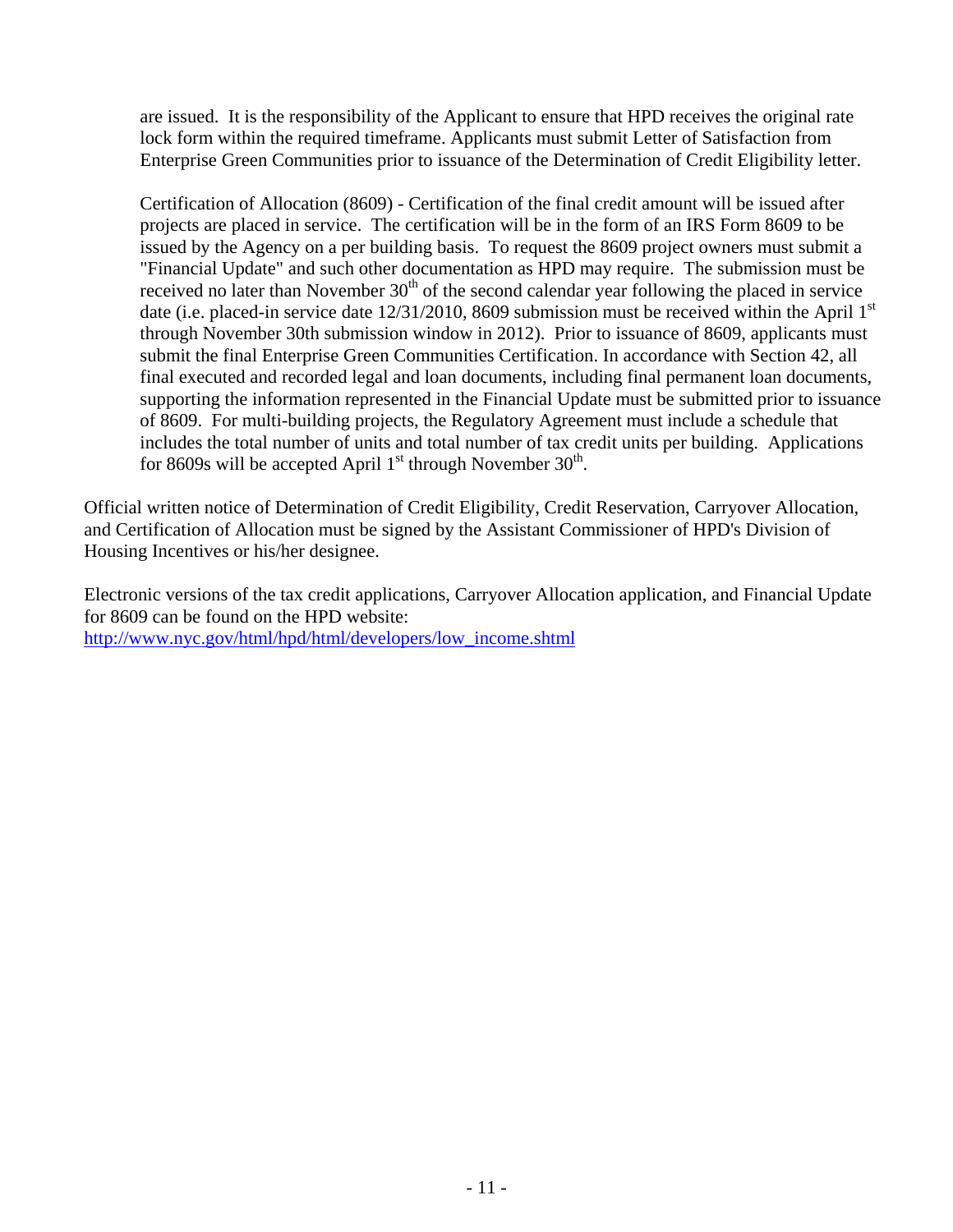are issued. It is the responsibility of the Applicant to ensure that HPD receives the original rate lock form within the required timeframe. Applicants must submit Letter of Satisfaction from Enterprise Green Communities prior to issuance of the Determination of Credit Eligibility letter.

Certification of Allocation (8609) - Certification of the final credit amount will be issued after projects are placed in service. The certification will be in the form of an IRS Form 8609 to be issued by the Agency on a per building basis. To request the 8609 project owners must submit a "Financial Update" and such other documentation as HPD may require. The submission must be received no later than November 30th of the second calendar year following the placed in service date (i.e. placed-in service date 12/31/2010, 8609 submission must be received within the April 1st through November 30th submission window in 2012). Prior to issuance of 8609, applicants must submit the final Enterprise Green Communities Certification. In accordance with Section 42, all final executed and recorded legal and loan documents, including final permanent loan documents, supporting the information represented in the Financial Update must be submitted prior to issuance of 8609. For multi-building projects, the Regulatory Agreement must include a schedule that includes the total number of units and total number of tax credit units per building. Applications for 8609s will be accepted April 1st through November 30th.

Official written notice of Determination of Credit Eligibility, Credit Reservation, Carryover Allocation, and Certification of Allocation must be signed by the Assistant Commissioner of HPD's Division of Housing Incentives or his/her designee.

Electronic versions of the tax credit applications, Carryover Allocation application, and Financial Update for 8609 can be found on the HPD website:
http://www.nyc.gov/html/hpd/html/developers/low_income.shtml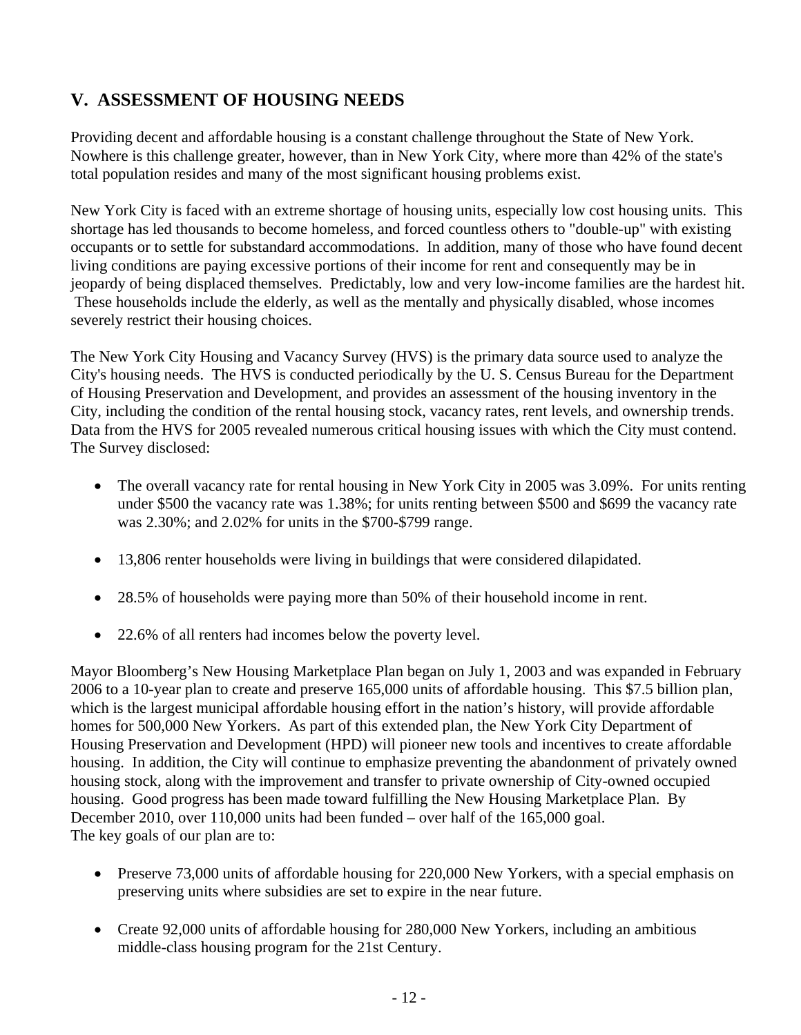## V. ASSESSMENT OF HOUSING NEEDS

Providing decent and affordable housing is a constant challenge throughout the State of New York. Nowhere is this challenge greater, however, than in New York City, where more than 42% of the state's total population resides and many of the most significant housing problems exist.

New York City is faced with an extreme shortage of housing units, especially low cost housing units. This shortage has led thousands to become homeless, and forced countless others to "double-up" with existing occupants or to settle for substandard accommodations. In addition, many of those who have found decent living conditions are paying excessive portions of their income for rent and consequently may be in jeopardy of being displaced themselves. Predictably, low and very low-income families are the hardest hit. These households include the elderly, as well as the mentally and physically disabled, whose incomes severely restrict their housing choices.

The New York City Housing and Vacancy Survey (HVS) is the primary data source used to analyze the City's housing needs. The HVS is conducted periodically by the U. S. Census Bureau for the Department of Housing Preservation and Development, and provides an assessment of the housing inventory in the City, including the condition of the rental housing stock, vacancy rates, rent levels, and ownership trends. Data from the HVS for 2005 revealed numerous critical housing issues with which the City must contend. The Survey disclosed:

- The overall vacancy rate for rental housing in New York City in 2005 was 3.09%. For units renting under $500 the vacancy rate was 1.38%; for units renting between $500 and $699 the vacancy rate was 2.30%; and 2.02% for units in the $700-$799 range.
- 13,806 renter households were living in buildings that were considered dilapidated.
- 28.5% of households were paying more than 50% of their household income in rent.
- 22.6% of all renters had incomes below the poverty level.

Mayor Bloomberg's New Housing Marketplace Plan began on July 1, 2003 and was expanded in February 2006 to a 10-year plan to create and preserve 165,000 units of affordable housing. This $7.5 billion plan, which is the largest municipal affordable housing effort in the nation's history, will provide affordable homes for 500,000 New Yorkers. As part of this extended plan, the New York City Department of Housing Preservation and Development (HPD) will pioneer new tools and incentives to create affordable housing. In addition, the City will continue to emphasize preventing the abandonment of privately owned housing stock, along with the improvement and transfer to private ownership of City-owned occupied housing. Good progress has been made toward fulfilling the New Housing Marketplace Plan. By December 2010, over 110,000 units had been funded – over half of the 165,000 goal.
The key goals of our plan are to:

- Preserve 73,000 units of affordable housing for 220,000 New Yorkers, with a special emphasis on preserving units where subsidies are set to expire in the near future.
- Create 92,000 units of affordable housing for 280,000 New Yorkers, including an ambitious middle-class housing program for the 21st Century.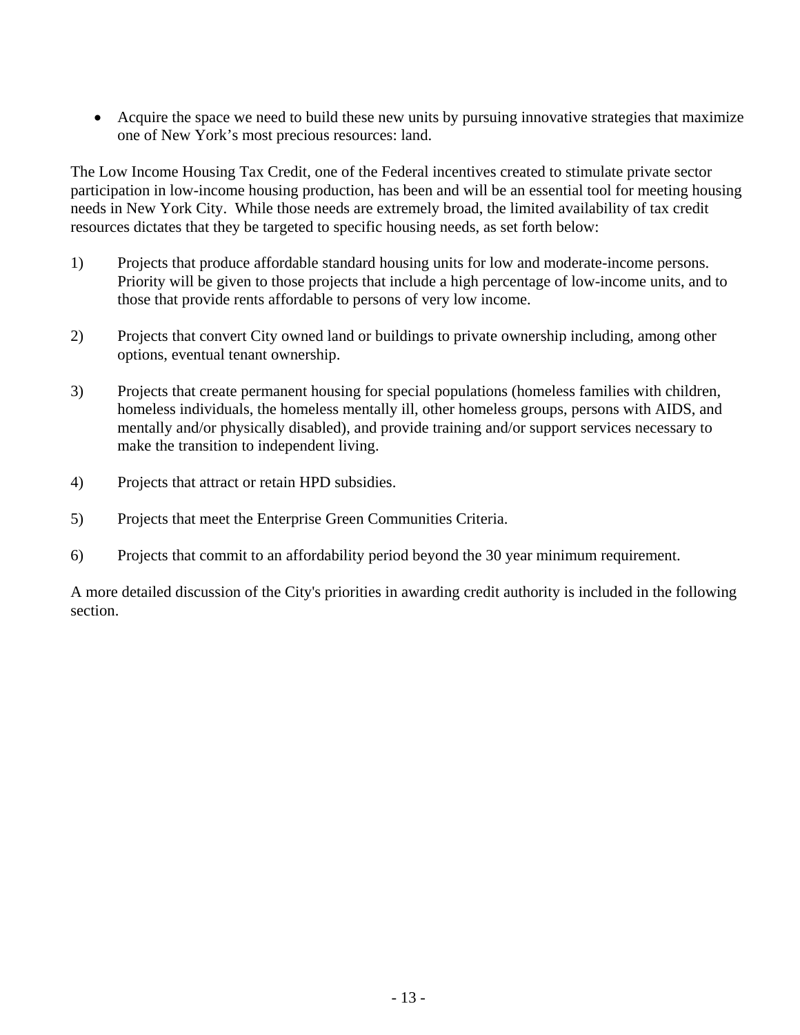- Acquire the space we need to build these new units by pursuing innovative strategies that maximize one of New York's most precious resources: land.

The Low Income Housing Tax Credit, one of the Federal incentives created to stimulate private sector participation in low-income housing production, has been and will be an essential tool for meeting housing needs in New York City. While those needs are extremely broad, the limited availability of tax credit resources dictates that they be targeted to specific housing needs, as set forth below:

1) Projects that produce affordable standard housing units for low and moderate-income persons. Priority will be given to those projects that include a high percentage of low-income units, and to those that provide rents affordable to persons of very low income.

2) Projects that convert City owned land or buildings to private ownership including, among other options, eventual tenant ownership.

3) Projects that create permanent housing for special populations (homeless families with children, homeless individuals, the homeless mentally ill, other homeless groups, persons with AIDS, and mentally and/or physically disabled), and provide training and/or support services necessary to make the transition to independent living.

4) Projects that attract or retain HPD subsidies.

5) Projects that meet the Enterprise Green Communities Criteria.

6) Projects that commit to an affordability period beyond the 30 year minimum requirement.

A more detailed discussion of the City's priorities in awarding credit authority is included in the following section.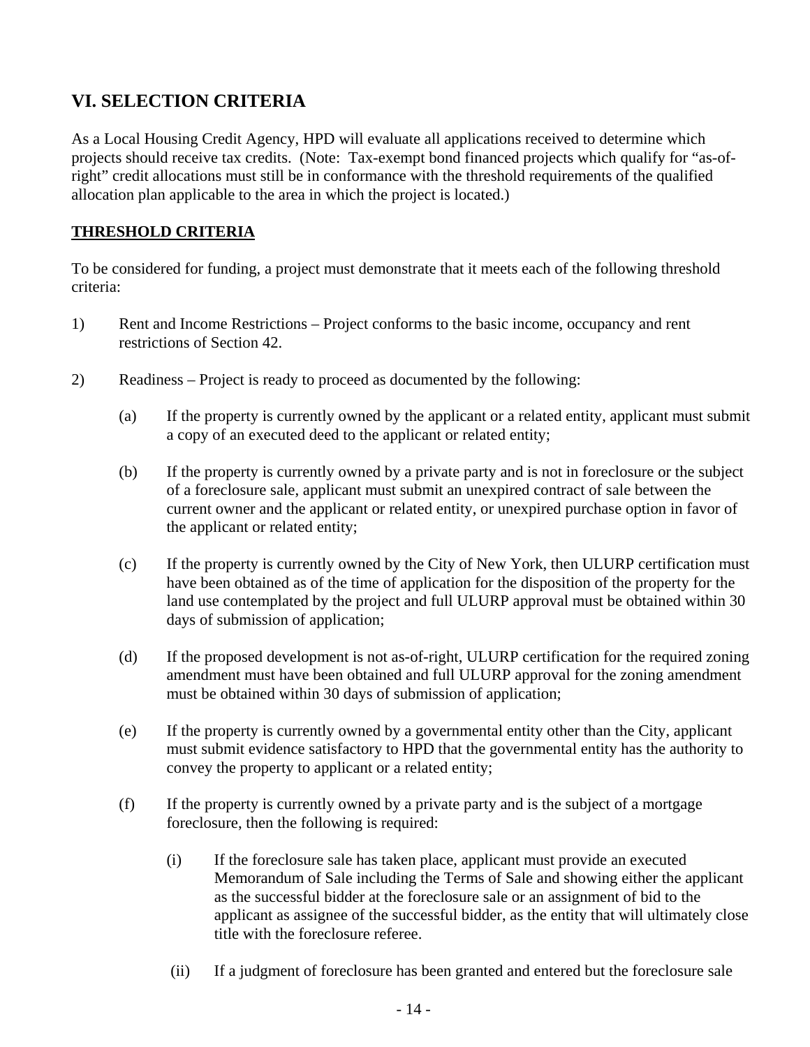## VI. SELECTION CRITERIA

As a Local Housing Credit Agency, HPD will evaluate all applications received to determine which projects should receive tax credits. (Note: Tax-exempt bond financed projects which qualify for "as-of-right" credit allocations must still be in conformance with the threshold requirements of the qualified allocation plan applicable to the area in which the project is located.)

**THRESHOLD CRITERIA**

To be considered for funding, a project must demonstrate that it meets each of the following threshold criteria:

1) Rent and Income Restrictions – Project conforms to the basic income, occupancy and rent restrictions of Section 42.

2) Readiness – Project is ready to proceed as documented by the following:

   (a) If the property is currently owned by the applicant or a related entity, applicant must submit a copy of an executed deed to the applicant or related entity;

   (b) If the property is currently owned by a private party and is not in foreclosure or the subject of a foreclosure sale, applicant must submit an unexpired contract of sale between the current owner and the applicant or related entity, or unexpired purchase option in favor of the applicant or related entity;

   (c) If the property is currently owned by the City of New York, then ULURP certification must have been obtained as of the time of application for the disposition of the property for the land use contemplated by the project and full ULURP approval must be obtained within 30 days of submission of application;

   (d) If the proposed development is not as-of-right, ULURP certification for the required zoning amendment must have been obtained and full ULURP approval for the zoning amendment must be obtained within 30 days of submission of application;

   (e) If the property is currently owned by a governmental entity other than the City, applicant must submit evidence satisfactory to HPD that the governmental entity has the authority to convey the property to applicant or a related entity;

   (f) If the property is currently owned by a private party and is the subject of a mortgage foreclosure, then the following is required:

      (i) If the foreclosure sale has taken place, applicant must provide an executed Memorandum of Sale including the Terms of Sale and showing either the applicant as the successful bidder at the foreclosure sale or an assignment of bid to the applicant as assignee of the successful bidder, as the entity that will ultimately close title with the foreclosure referee.

      (ii) If a judgment of foreclosure has been granted and entered but the foreclosure sale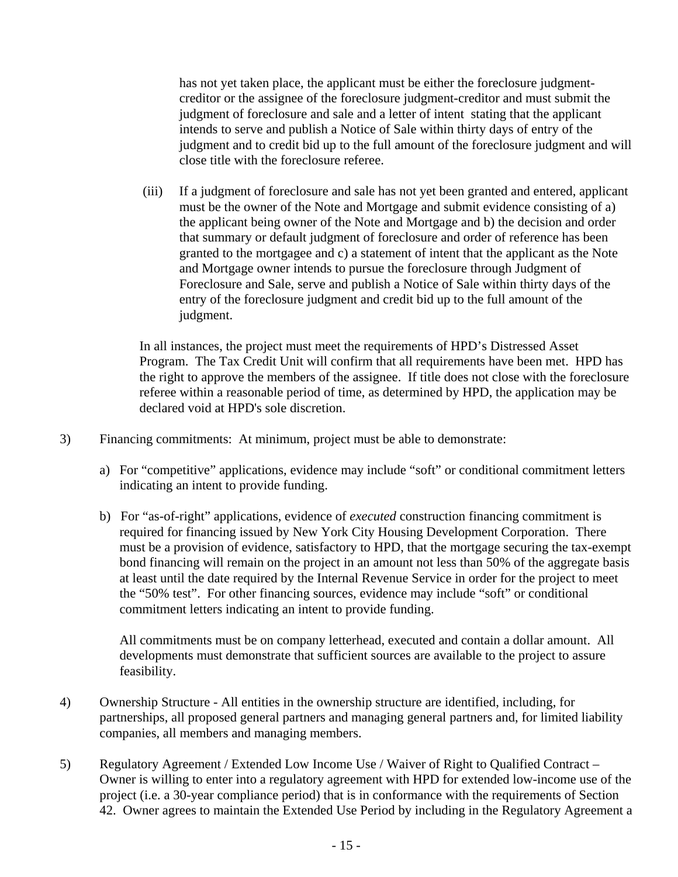has not yet taken place, the applicant must be either the foreclosure judgment-creditor or the assignee of the foreclosure judgment-creditor and must submit the judgment of foreclosure and sale and a letter of intent stating that the applicant intends to serve and publish a Notice of Sale within thirty days of entry of the judgment and to credit bid up to the full amount of the foreclosure judgment and will close title with the foreclosure referee.

(iii) If a judgment of foreclosure and sale has not yet been granted and entered, applicant must be the owner of the Note and Mortgage and submit evidence consisting of a) the applicant being owner of the Note and Mortgage and b) the decision and order that summary or default judgment of foreclosure and order of reference has been granted to the mortgagee and c) a statement of intent that the applicant as the Note and Mortgage owner intends to pursue the foreclosure through Judgment of Foreclosure and Sale, serve and publish a Notice of Sale within thirty days of the entry of the foreclosure judgment and credit bid up to the full amount of the judgment.

In all instances, the project must meet the requirements of HPD's Distressed Asset Program. The Tax Credit Unit will confirm that all requirements have been met. HPD has the right to approve the members of the assignee. If title does not close with the foreclosure referee within a reasonable period of time, as determined by HPD, the application may be declared void at HPD's sole discretion.

3) Financing commitments: At minimum, project must be able to demonstrate:

a) For "competitive" applications, evidence may include "soft" or conditional commitment letters indicating an intent to provide funding.

b) For "as-of-right" applications, evidence of *executed* construction financing commitment is required for financing issued by New York City Housing Development Corporation. There must be a provision of evidence, satisfactory to HPD, that the mortgage securing the tax-exempt bond financing will remain on the project in an amount not less than 50% of the aggregate basis at least until the date required by the Internal Revenue Service in order for the project to meet the "50% test". For other financing sources, evidence may include "soft" or conditional commitment letters indicating an intent to provide funding.

All commitments must be on company letterhead, executed and contain a dollar amount. All developments must demonstrate that sufficient sources are available to the project to assure feasibility.

4) Ownership Structure - All entities in the ownership structure are identified, including, for partnerships, all proposed general partners and managing general partners and, for limited liability companies, all members and managing members.

5) Regulatory Agreement / Extended Low Income Use / Waiver of Right to Qualified Contract – Owner is willing to enter into a regulatory agreement with HPD for extended low-income use of the project (i.e. a 30-year compliance period) that is in conformance with the requirements of Section 42. Owner agrees to maintain the Extended Use Period by including in the Regulatory Agreement a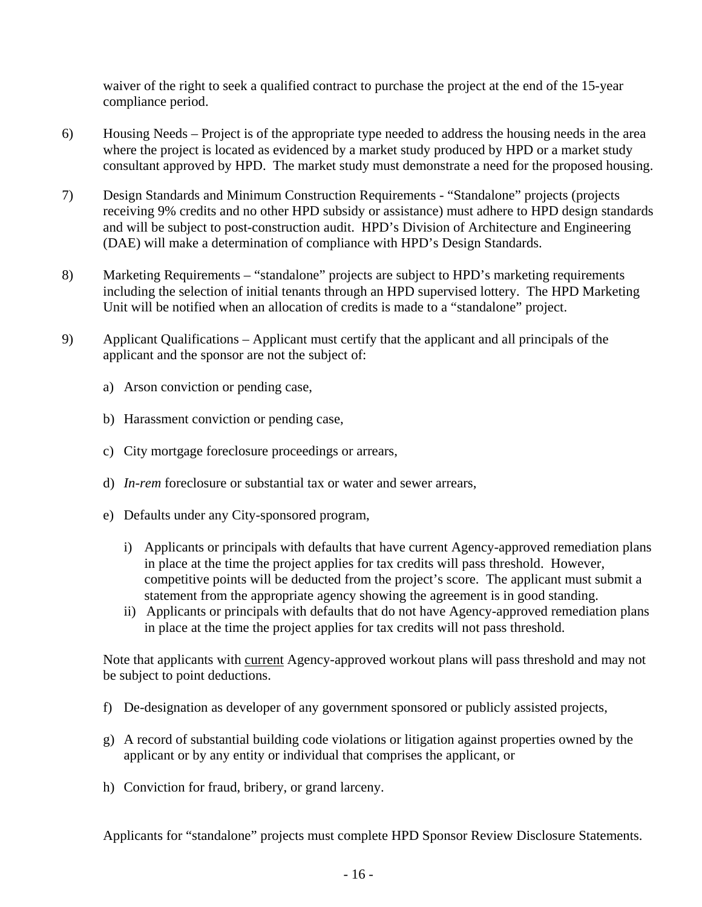waiver of the right to seek a qualified contract to purchase the project at the end of the 15-year compliance period.

6) Housing Needs – Project is of the appropriate type needed to address the housing needs in the area where the project is located as evidenced by a market study produced by HPD or a market study consultant approved by HPD. The market study must demonstrate a need for the proposed housing.

7) Design Standards and Minimum Construction Requirements - "Standalone" projects (projects receiving 9% credits and no other HPD subsidy or assistance) must adhere to HPD design standards and will be subject to post-construction audit. HPD's Division of Architecture and Engineering (DAE) will make a determination of compliance with HPD's Design Standards.

8) Marketing Requirements – "standalone" projects are subject to HPD's marketing requirements including the selection of initial tenants through an HPD supervised lottery. The HPD Marketing Unit will be notified when an allocation of credits is made to a "standalone" project.

9) Applicant Qualifications – Applicant must certify that the applicant and all principals of the applicant and the sponsor are not the subject of:

   a) Arson conviction or pending case,

   b) Harassment conviction or pending case,

   c) City mortgage foreclosure proceedings or arrears,

   d) *In-rem* foreclosure or substantial tax or water and sewer arrears,

   e) Defaults under any City-sponsored program,

      i) Applicants or principals with defaults that have current Agency-approved remediation plans in place at the time the project applies for tax credits will pass threshold. However, competitive points will be deducted from the project's score. The applicant must submit a statement from the appropriate agency showing the agreement is in good standing.
      ii) Applicants or principals with defaults that do not have Agency-approved remediation plans in place at the time the project applies for tax credits will not pass threshold.

   Note that applicants with <u>current</u> Agency-approved workout plans will pass threshold and may not be subject to point deductions.

   f) De-designation as developer of any government sponsored or publicly assisted projects,

   g) A record of substantial building code violations or litigation against properties owned by the applicant or by any entity or individual that comprises the applicant, or

   h) Conviction for fraud, bribery, or grand larceny.

   Applicants for "standalone" projects must complete HPD Sponsor Review Disclosure Statements.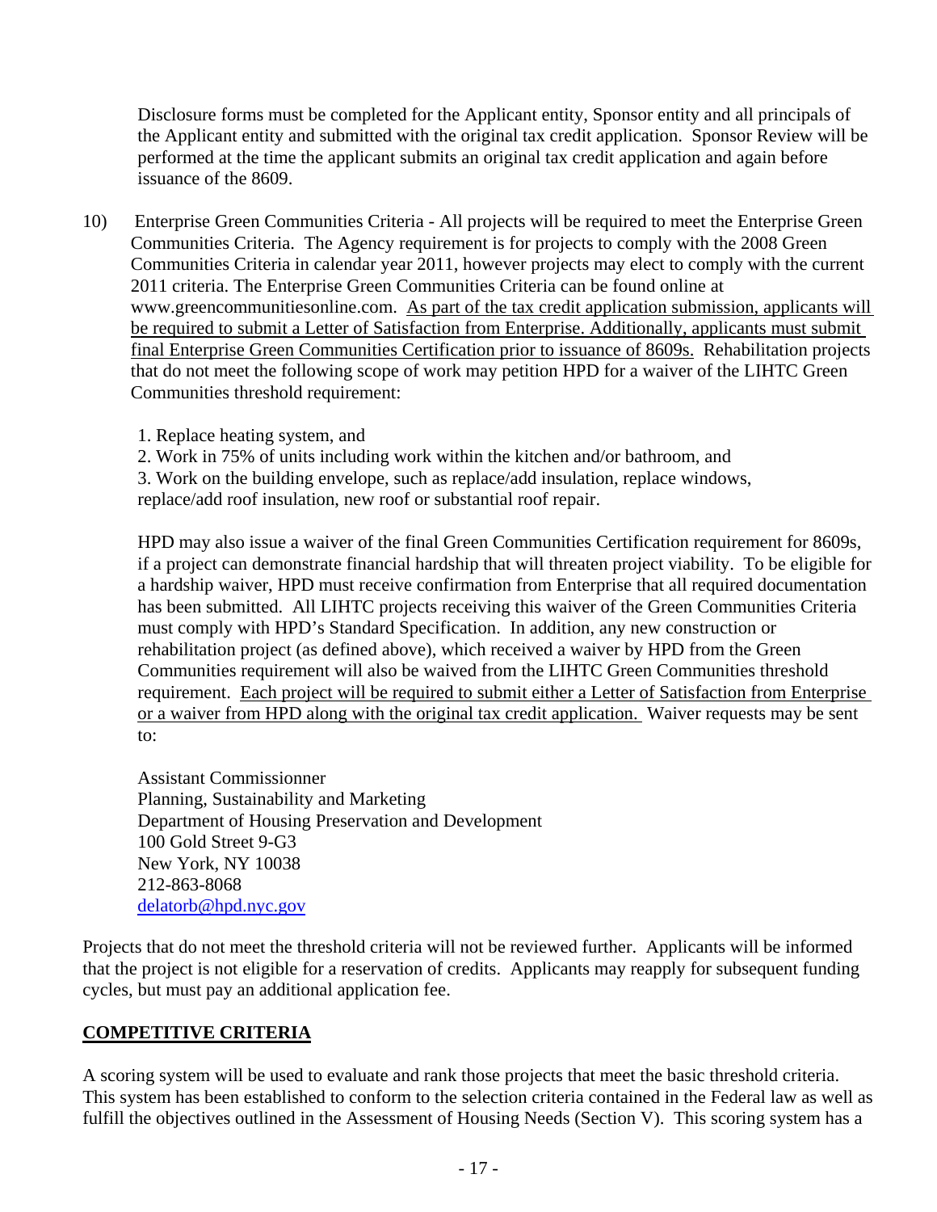Disclosure forms must be completed for the Applicant entity, Sponsor entity and all principals of the Applicant entity and submitted with the original tax credit application. Sponsor Review will be performed at the time the applicant submits an original tax credit application and again before issuance of the 8609.

10) Enterprise Green Communities Criteria - All projects will be required to meet the Enterprise Green Communities Criteria. The Agency requirement is for projects to comply with the 2008 Green Communities Criteria in calendar year 2011, however projects may elect to comply with the current 2011 criteria. The Enterprise Green Communities Criteria can be found online at www.greencommunitiesonline.com. As part of the tax credit application submission, applicants will be required to submit a Letter of Satisfaction from Enterprise. Additionally, applicants must submit final Enterprise Green Communities Certification prior to issuance of 8609s. Rehabilitation projects that do not meet the following scope of work may petition HPD for a waiver of the LIHTC Green Communities threshold requirement:

    1. Replace heating system, and
    2. Work in 75% of units including work within the kitchen and/or bathroom, and
    3. Work on the building envelope, such as replace/add insulation, replace windows, replace/add roof insulation, new roof or substantial roof repair.

    HPD may also issue a waiver of the final Green Communities Certification requirement for 8609s, if a project can demonstrate financial hardship that will threaten project viability. To be eligible for a hardship waiver, HPD must receive confirmation from Enterprise that all required documentation has been submitted. All LIHTC projects receiving this waiver of the Green Communities Criteria must comply with HPD's Standard Specification. In addition, any new construction or rehabilitation project (as defined above), which received a waiver by HPD from the Green Communities requirement will also be waived from the LIHTC Green Communities threshold requirement. Each project will be required to submit either a Letter of Satisfaction from Enterprise or a waiver from HPD along with the original tax credit application. Waiver requests may be sent to:

    Assistant Commissionner
    Planning, Sustainability and Marketing
    Department of Housing Preservation and Development
    100 Gold Street 9-G3
    New York, NY 10038
    212-863-8068
    delatorb@hpd.nyc.gov

Projects that do not meet the threshold criteria will not be reviewed further. Applicants will be informed that the project is not eligible for a reservation of credits. Applicants may reapply for subsequent funding cycles, but must pay an additional application fee.

## COMPETITIVE CRITERIA

A scoring system will be used to evaluate and rank those projects that meet the basic threshold criteria. This system has been established to conform to the selection criteria contained in the Federal law as well as fulfill the objectives outlined in the Assessment of Housing Needs (Section V). This scoring system has a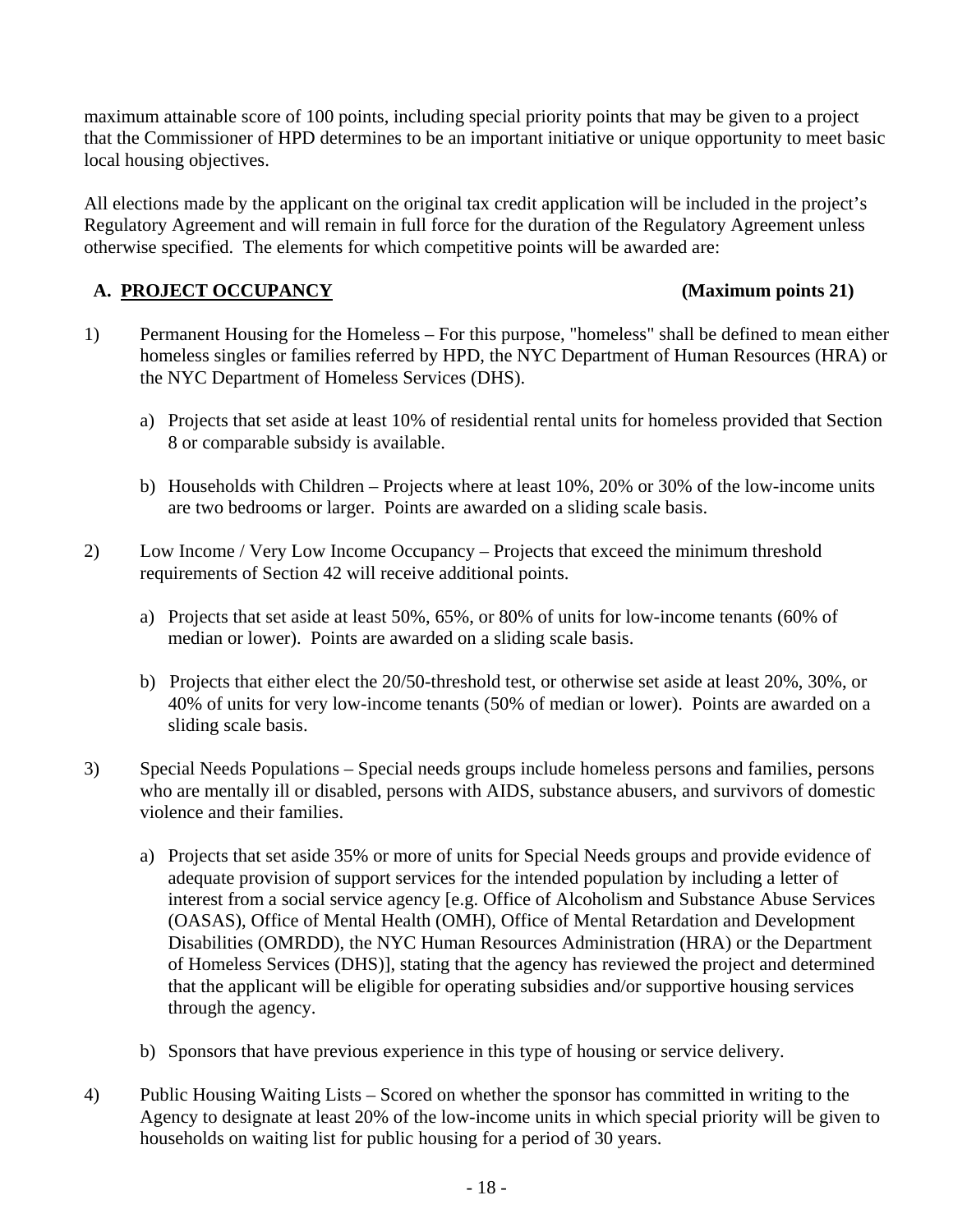maximum attainable score of 100 points, including special priority points that may be given to a project that the Commissioner of HPD determines to be an important initiative or unique opportunity to meet basic local housing objectives.

All elections made by the applicant on the original tax credit application will be included in the project's Regulatory Agreement and will remain in full force for the duration of the Regulatory Agreement unless otherwise specified. The elements for which competitive points will be awarded are:

### A. PROJECT OCCUPANCY **(Maximum points 21)**

1) Permanent Housing for the Homeless – For this purpose, "homeless" shall be defined to mean either homeless singles or families referred by HPD, the NYC Department of Human Resources (HRA) or the NYC Department of Homeless Services (DHS).

   a) Projects that set aside at least 10% of residential rental units for homeless provided that Section 8 or comparable subsidy is available.

   b) Households with Children – Projects where at least 10%, 20% or 30% of the low-income units are two bedrooms or larger. Points are awarded on a sliding scale basis.

2) Low Income / Very Low Income Occupancy – Projects that exceed the minimum threshold requirements of Section 42 will receive additional points.

   a) Projects that set aside at least 50%, 65%, or 80% of units for low-income tenants (60% of median or lower). Points are awarded on a sliding scale basis.

   b) Projects that either elect the 20/50-threshold test, or otherwise set aside at least 20%, 30%, or 40% of units for very low-income tenants (50% of median or lower). Points are awarded on a sliding scale basis.

3) Special Needs Populations – Special needs groups include homeless persons and families, persons who are mentally ill or disabled, persons with AIDS, substance abusers, and survivors of domestic violence and their families.

   a) Projects that set aside 35% or more of units for Special Needs groups and provide evidence of adequate provision of support services for the intended population by including a letter of interest from a social service agency [e.g. Office of Alcoholism and Substance Abuse Services (OASAS), Office of Mental Health (OMH), Office of Mental Retardation and Development Disabilities (OMRDD), the NYC Human Resources Administration (HRA) or the Department of Homeless Services (DHS)], stating that the agency has reviewed the project and determined that the applicant will be eligible for operating subsidies and/or supportive housing services through the agency.

   b) Sponsors that have previous experience in this type of housing or service delivery.

4) Public Housing Waiting Lists – Scored on whether the sponsor has committed in writing to the Agency to designate at least 20% of the low-income units in which special priority will be given to households on waiting list for public housing for a period of 30 years.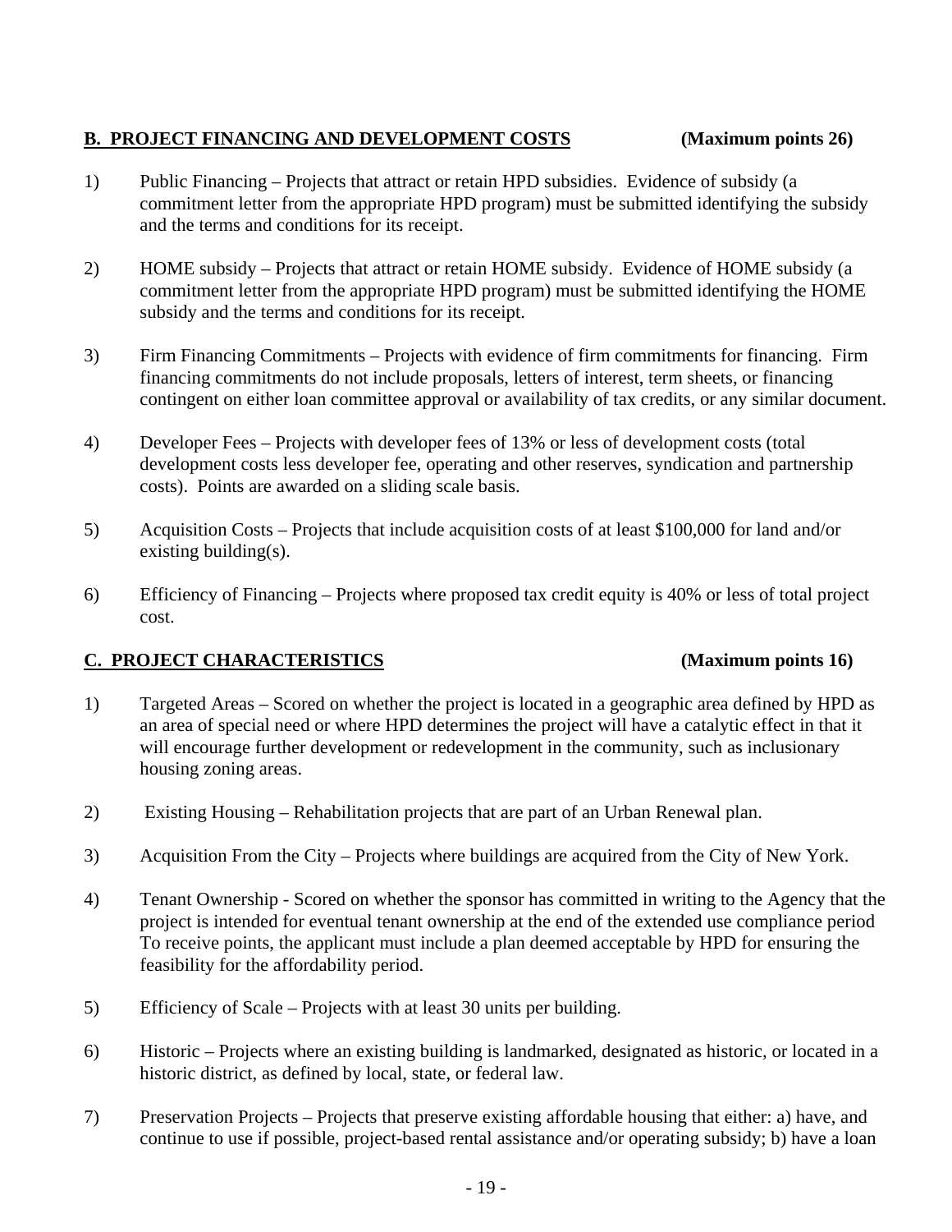**B. PROJECT FINANCING AND DEVELOPMENT COSTS** **(Maximum points 26)**

1) Public Financing – Projects that attract or retain HPD subsidies. Evidence of subsidy (a commitment letter from the appropriate HPD program) must be submitted identifying the subsidy and the terms and conditions for its receipt.

2) HOME subsidy – Projects that attract or retain HOME subsidy. Evidence of HOME subsidy (a commitment letter from the appropriate HPD program) must be submitted identifying the HOME subsidy and the terms and conditions for its receipt.

3) Firm Financing Commitments – Projects with evidence of firm commitments for financing. Firm financing commitments do not include proposals, letters of interest, term sheets, or financing contingent on either loan committee approval or availability of tax credits, or any similar document.

4) Developer Fees – Projects with developer fees of 13% or less of development costs (total development costs less developer fee, operating and other reserves, syndication and partnership costs). Points are awarded on a sliding scale basis.

5) Acquisition Costs – Projects that include acquisition costs of at least $100,000 for land and/or existing building(s).

6) Efficiency of Financing – Projects where proposed tax credit equity is 40% or less of total project cost.

**C. PROJECT CHARACTERISTICS** **(Maximum points 16)**

1) Targeted Areas – Scored on whether the project is located in a geographic area defined by HPD as an area of special need or where HPD determines the project will have a catalytic effect in that it will encourage further development or redevelopment in the community, such as inclusionary housing zoning areas.

2) Existing Housing – Rehabilitation projects that are part of an Urban Renewal plan.

3) Acquisition From the City – Projects where buildings are acquired from the City of New York.

4) Tenant Ownership - Scored on whether the sponsor has committed in writing to the Agency that the project is intended for eventual tenant ownership at the end of the extended use compliance period To receive points, the applicant must include a plan deemed acceptable by HPD for ensuring the feasibility for the affordability period.

5) Efficiency of Scale – Projects with at least 30 units per building.

6) Historic – Projects where an existing building is landmarked, designated as historic, or located in a historic district, as defined by local, state, or federal law.

7) Preservation Projects – Projects that preserve existing affordable housing that either: a) have, and continue to use if possible, project-based rental assistance and/or operating subsidy; b) have a loan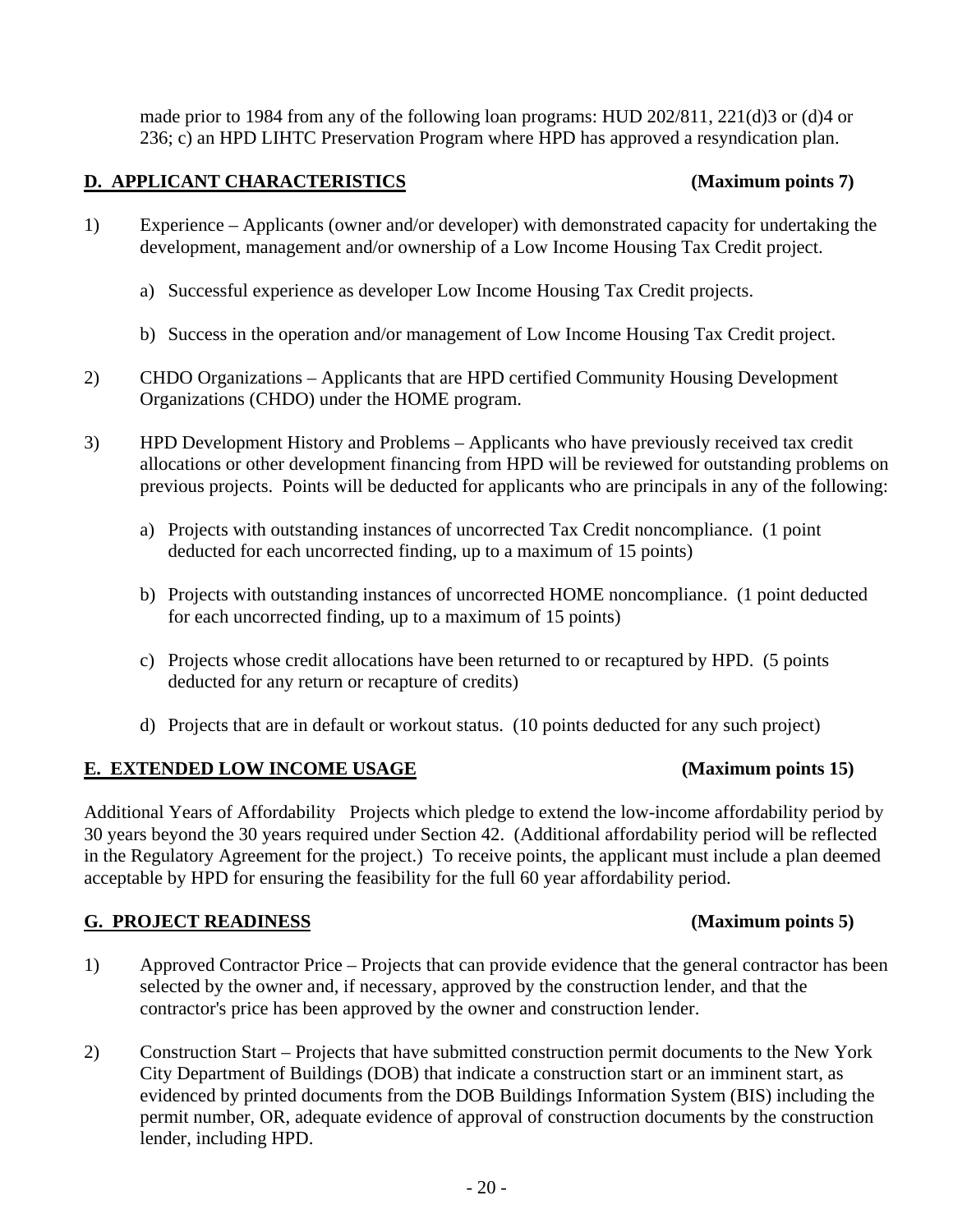made prior to 1984 from any of the following loan programs: HUD 202/811, 221(d)3 or (d)4 or 236; c) an HPD LIHTC Preservation Program where HPD has approved a resyndication plan.

## D. APPLICANT CHARACTERISTICS (Maximum points 7)

1) Experience – Applicants (owner and/or developer) with demonstrated capacity for undertaking the development, management and/or ownership of a Low Income Housing Tax Credit project.

   a) Successful experience as developer Low Income Housing Tax Credit projects.

   b) Success in the operation and/or management of Low Income Housing Tax Credit project.

2) CHDO Organizations – Applicants that are HPD certified Community Housing Development Organizations (CHDO) under the HOME program.

3) HPD Development History and Problems – Applicants who have previously received tax credit allocations or other development financing from HPD will be reviewed for outstanding problems on previous projects. Points will be deducted for applicants who are principals in any of the following:

   a) Projects with outstanding instances of uncorrected Tax Credit noncompliance. (1 point deducted for each uncorrected finding, up to a maximum of 15 points)

   b) Projects with outstanding instances of uncorrected HOME noncompliance. (1 point deducted for each uncorrected finding, up to a maximum of 15 points)

   c) Projects whose credit allocations have been returned to or recaptured by HPD. (5 points deducted for any return or recapture of credits)

   d) Projects that are in default or workout status. (10 points deducted for any such project)

## E. EXTENDED LOW INCOME USAGE (Maximum points 15)

Additional Years of Affordability Projects which pledge to extend the low-income affordability period by 30 years beyond the 30 years required under Section 42. (Additional affordability period will be reflected in the Regulatory Agreement for the project.) To receive points, the applicant must include a plan deemed acceptable by HPD for ensuring the feasibility for the full 60 year affordability period.

## G. PROJECT READINESS (Maximum points 5)

1) Approved Contractor Price – Projects that can provide evidence that the general contractor has been selected by the owner and, if necessary, approved by the construction lender, and that the contractor's price has been approved by the owner and construction lender.

2) Construction Start – Projects that have submitted construction permit documents to the New York City Department of Buildings (DOB) that indicate a construction start or an imminent start, as evidenced by printed documents from the DOB Buildings Information System (BIS) including the permit number, OR, adequate evidence of approval of construction documents by the construction lender, including HPD.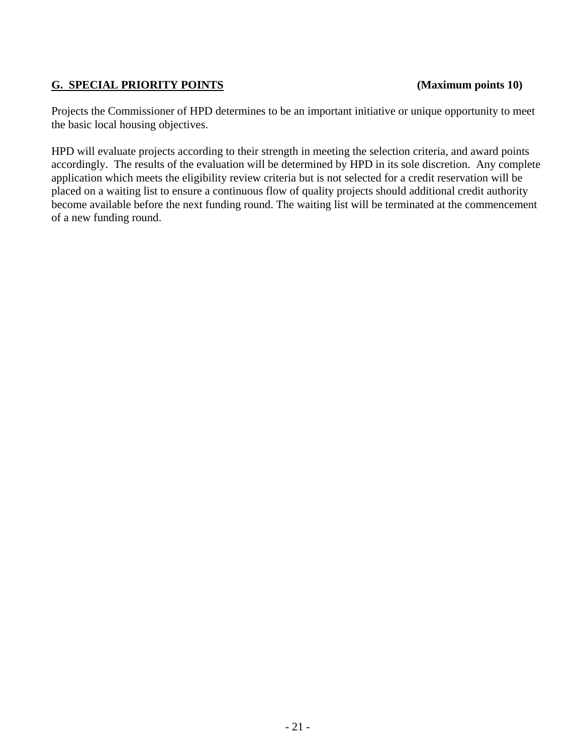## G. SPECIAL PRIORITY POINTS (Maximum points 10)

Projects the Commissioner of HPD determines to be an important initiative or unique opportunity to meet the basic local housing objectives.

HPD will evaluate projects according to their strength in meeting the selection criteria, and award points accordingly. The results of the evaluation will be determined by HPD in its sole discretion. Any complete application which meets the eligibility review criteria but is not selected for a credit reservation will be placed on a waiting list to ensure a continuous flow of quality projects should additional credit authority become available before the next funding round. The waiting list will be terminated at the commencement of a new funding round.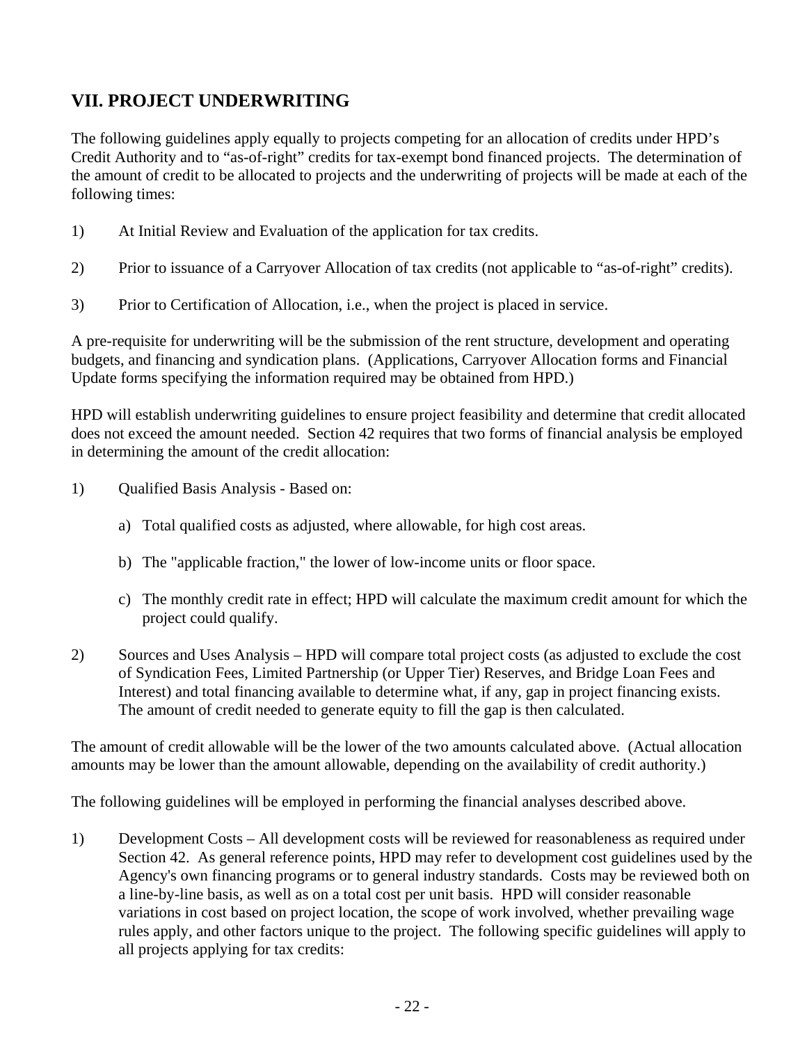## VII. PROJECT UNDERWRITING

The following guidelines apply equally to projects competing for an allocation of credits under HPD's Credit Authority and to "as-of-right" credits for tax-exempt bond financed projects. The determination of the amount of credit to be allocated to projects and the underwriting of projects will be made at each of the following times:

1) At Initial Review and Evaluation of the application for tax credits.

2) Prior to issuance of a Carryover Allocation of tax credits (not applicable to "as-of-right" credits).

3) Prior to Certification of Allocation, i.e., when the project is placed in service.

A pre-requisite for underwriting will be the submission of the rent structure, development and operating budgets, and financing and syndication plans. (Applications, Carryover Allocation forms and Financial Update forms specifying the information required may be obtained from HPD.)

HPD will establish underwriting guidelines to ensure project feasibility and determine that credit allocated does not exceed the amount needed. Section 42 requires that two forms of financial analysis be employed in determining the amount of the credit allocation:

1) Qualified Basis Analysis - Based on:

   a) Total qualified costs as adjusted, where allowable, for high cost areas.

   b) The "applicable fraction," the lower of low-income units or floor space.

   c) The monthly credit rate in effect; HPD will calculate the maximum credit amount for which the project could qualify.

2) Sources and Uses Analysis – HPD will compare total project costs (as adjusted to exclude the cost of Syndication Fees, Limited Partnership (or Upper Tier) Reserves, and Bridge Loan Fees and Interest) and total financing available to determine what, if any, gap in project financing exists. The amount of credit needed to generate equity to fill the gap is then calculated.

The amount of credit allowable will be the lower of the two amounts calculated above. (Actual allocation amounts may be lower than the amount allowable, depending on the availability of credit authority.)

The following guidelines will be employed in performing the financial analyses described above.

1) Development Costs – All development costs will be reviewed for reasonableness as required under Section 42. As general reference points, HPD may refer to development cost guidelines used by the Agency's own financing programs or to general industry standards. Costs may be reviewed both on a line-by-line basis, as well as on a total cost per unit basis. HPD will consider reasonable variations in cost based on project location, the scope of work involved, whether prevailing wage rules apply, and other factors unique to the project. The following specific guidelines will apply to all projects applying for tax credits: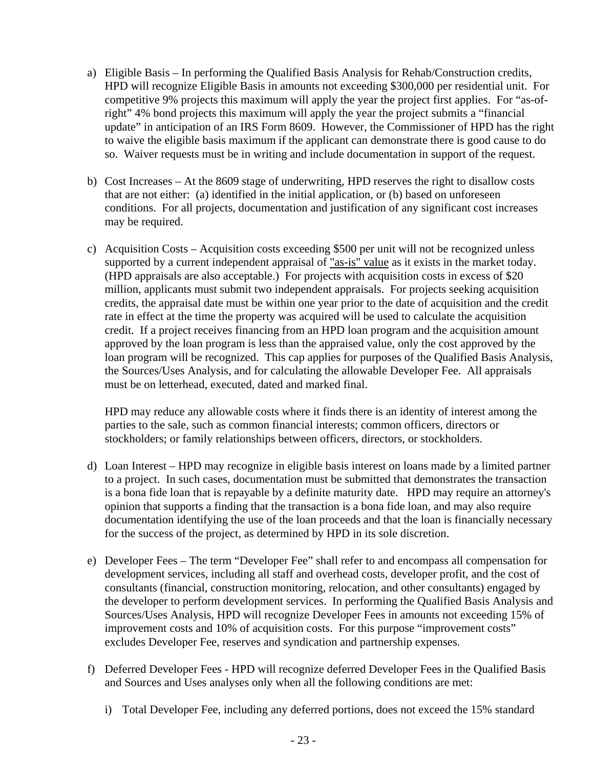a) Eligible Basis – In performing the Qualified Basis Analysis for Rehab/Construction credits, HPD will recognize Eligible Basis in amounts not exceeding $300,000 per residential unit. For competitive 9% projects this maximum will apply the year the project first applies. For "as-of-right" 4% bond projects this maximum will apply the year the project submits a "financial update" in anticipation of an IRS Form 8609. However, the Commissioner of HPD has the right to waive the eligible basis maximum if the applicant can demonstrate there is good cause to do so. Waiver requests must be in writing and include documentation in support of the request.

b) Cost Increases – At the 8609 stage of underwriting, HPD reserves the right to disallow costs that are not either: (a) identified in the initial application, or (b) based on unforeseen conditions. For all projects, documentation and justification of any significant cost increases may be required.

c) Acquisition Costs – Acquisition costs exceeding $500 per unit will not be recognized unless supported by a current independent appraisal of "as-is" value as it exists in the market today. (HPD appraisals are also acceptable.) For projects with acquisition costs in excess of $20 million, applicants must submit two independent appraisals. For projects seeking acquisition credits, the appraisal date must be within one year prior to the date of acquisition and the credit rate in effect at the time the property was acquired will be used to calculate the acquisition credit. If a project receives financing from an HPD loan program and the acquisition amount approved by the loan program is less than the appraised value, only the cost approved by the loan program will be recognized. This cap applies for purposes of the Qualified Basis Analysis, the Sources/Uses Analysis, and for calculating the allowable Developer Fee. All appraisals must be on letterhead, executed, dated and marked final.

   HPD may reduce any allowable costs where it finds there is an identity of interest among the parties to the sale, such as common financial interests; common officers, directors or stockholders; or family relationships between officers, directors, or stockholders.

d) Loan Interest – HPD may recognize in eligible basis interest on loans made by a limited partner to a project. In such cases, documentation must be submitted that demonstrates the transaction is a bona fide loan that is repayable by a definite maturity date. HPD may require an attorney's opinion that supports a finding that the transaction is a bona fide loan, and may also require documentation identifying the use of the loan proceeds and that the loan is financially necessary for the success of the project, as determined by HPD in its sole discretion.

e) Developer Fees – The term "Developer Fee" shall refer to and encompass all compensation for development services, including all staff and overhead costs, developer profit, and the cost of consultants (financial, construction monitoring, relocation, and other consultants) engaged by the developer to perform development services. In performing the Qualified Basis Analysis and Sources/Uses Analysis, HPD will recognize Developer Fees in amounts not exceeding 15% of improvement costs and 10% of acquisition costs. For this purpose "improvement costs" excludes Developer Fee, reserves and syndication and partnership expenses.

f) Deferred Developer Fees - HPD will recognize deferred Developer Fees in the Qualified Basis and Sources and Uses analyses only when all the following conditions are met:

   i) Total Developer Fee, including any deferred portions, does not exceed the 15% standard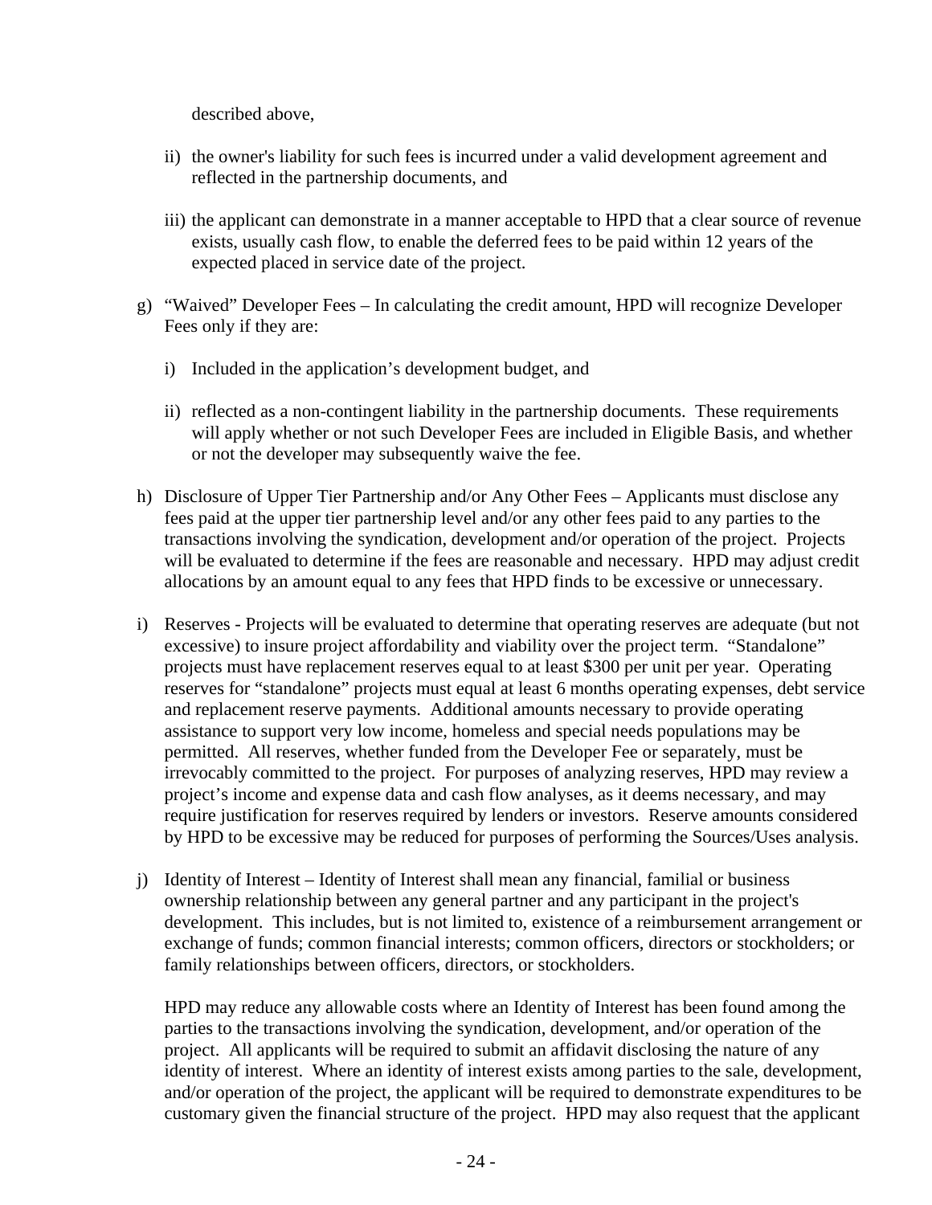described above,

ii) the owner's liability for such fees is incurred under a valid development agreement and reflected in the partnership documents, and

iii) the applicant can demonstrate in a manner acceptable to HPD that a clear source of revenue exists, usually cash flow, to enable the deferred fees to be paid within 12 years of the expected placed in service date of the project.

g) "Waived" Developer Fees – In calculating the credit amount, HPD will recognize Developer Fees only if they are:

   i) Included in the application's development budget, and

   ii) reflected as a non-contingent liability in the partnership documents. These requirements will apply whether or not such Developer Fees are included in Eligible Basis, and whether or not the developer may subsequently waive the fee.

h) Disclosure of Upper Tier Partnership and/or Any Other Fees – Applicants must disclose any fees paid at the upper tier partnership level and/or any other fees paid to any parties to the transactions involving the syndication, development and/or operation of the project. Projects will be evaluated to determine if the fees are reasonable and necessary. HPD may adjust credit allocations by an amount equal to any fees that HPD finds to be excessive or unnecessary.

i) Reserves - Projects will be evaluated to determine that operating reserves are adequate (but not excessive) to insure project affordability and viability over the project term. "Standalone" projects must have replacement reserves equal to at least $300 per unit per year. Operating reserves for "standalone" projects must equal at least 6 months operating expenses, debt service and replacement reserve payments. Additional amounts necessary to provide operating assistance to support very low income, homeless and special needs populations may be permitted. All reserves, whether funded from the Developer Fee or separately, must be irrevocably committed to the project. For purposes of analyzing reserves, HPD may review a project's income and expense data and cash flow analyses, as it deems necessary, and may require justification for reserves required by lenders or investors. Reserve amounts considered by HPD to be excessive may be reduced for purposes of performing the Sources/Uses analysis.

j) Identity of Interest – Identity of Interest shall mean any financial, familial or business ownership relationship between any general partner and any participant in the project's development. This includes, but is not limited to, existence of a reimbursement arrangement or exchange of funds; common financial interests; common officers, directors or stockholders; or family relationships between officers, directors, or stockholders.

   HPD may reduce any allowable costs where an Identity of Interest has been found among the parties to the transactions involving the syndication, development, and/or operation of the project. All applicants will be required to submit an affidavit disclosing the nature of any identity of interest. Where an identity of interest exists among parties to the sale, development, and/or operation of the project, the applicant will be required to demonstrate expenditures to be customary given the financial structure of the project. HPD may also request that the applicant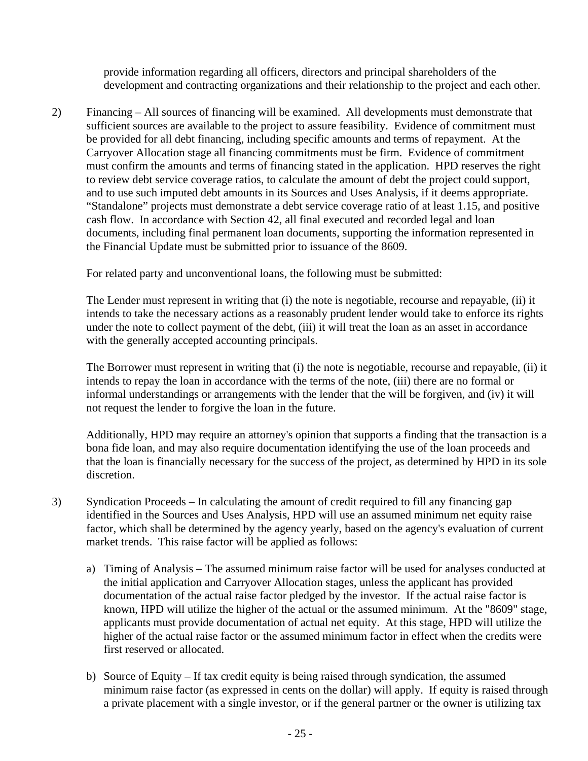provide information regarding all officers, directors and principal shareholders of the development and contracting organizations and their relationship to the project and each other.

2) Financing – All sources of financing will be examined. All developments must demonstrate that sufficient sources are available to the project to assure feasibility. Evidence of commitment must be provided for all debt financing, including specific amounts and terms of repayment. At the Carryover Allocation stage all financing commitments must be firm. Evidence of commitment must confirm the amounts and terms of financing stated in the application. HPD reserves the right to review debt service coverage ratios, to calculate the amount of debt the project could support, and to use such imputed debt amounts in its Sources and Uses Analysis, if it deems appropriate. "Standalone" projects must demonstrate a debt service coverage ratio of at least 1.15, and positive cash flow. In accordance with Section 42, all final executed and recorded legal and loan documents, including final permanent loan documents, supporting the information represented in the Financial Update must be submitted prior to issuance of the 8609.

   For related party and unconventional loans, the following must be submitted:

   The Lender must represent in writing that (i) the note is negotiable, recourse and repayable, (ii) it intends to take the necessary actions as a reasonably prudent lender would take to enforce its rights under the note to collect payment of the debt, (iii) it will treat the loan as an asset in accordance with the generally accepted accounting principals.

   The Borrower must represent in writing that (i) the note is negotiable, recourse and repayable, (ii) it intends to repay the loan in accordance with the terms of the note, (iii) there are no formal or informal understandings or arrangements with the lender that the will be forgiven, and (iv) it will not request the lender to forgive the loan in the future.

   Additionally, HPD may require an attorney's opinion that supports a finding that the transaction is a bona fide loan, and may also require documentation identifying the use of the loan proceeds and that the loan is financially necessary for the success of the project, as determined by HPD in its sole discretion.

3) Syndication Proceeds – In calculating the amount of credit required to fill any financing gap identified in the Sources and Uses Analysis, HPD will use an assumed minimum net equity raise factor, which shall be determined by the agency yearly, based on the agency's evaluation of current market trends. This raise factor will be applied as follows:

   a) Timing of Analysis – The assumed minimum raise factor will be used for analyses conducted at the initial application and Carryover Allocation stages, unless the applicant has provided documentation of the actual raise factor pledged by the investor. If the actual raise factor is known, HPD will utilize the higher of the actual or the assumed minimum. At the "8609" stage, applicants must provide documentation of actual net equity. At this stage, HPD will utilize the higher of the actual raise factor or the assumed minimum factor in effect when the credits were first reserved or allocated.

   b) Source of Equity – If tax credit equity is being raised through syndication, the assumed minimum raise factor (as expressed in cents on the dollar) will apply. If equity is raised through a private placement with a single investor, or if the general partner or the owner is utilizing tax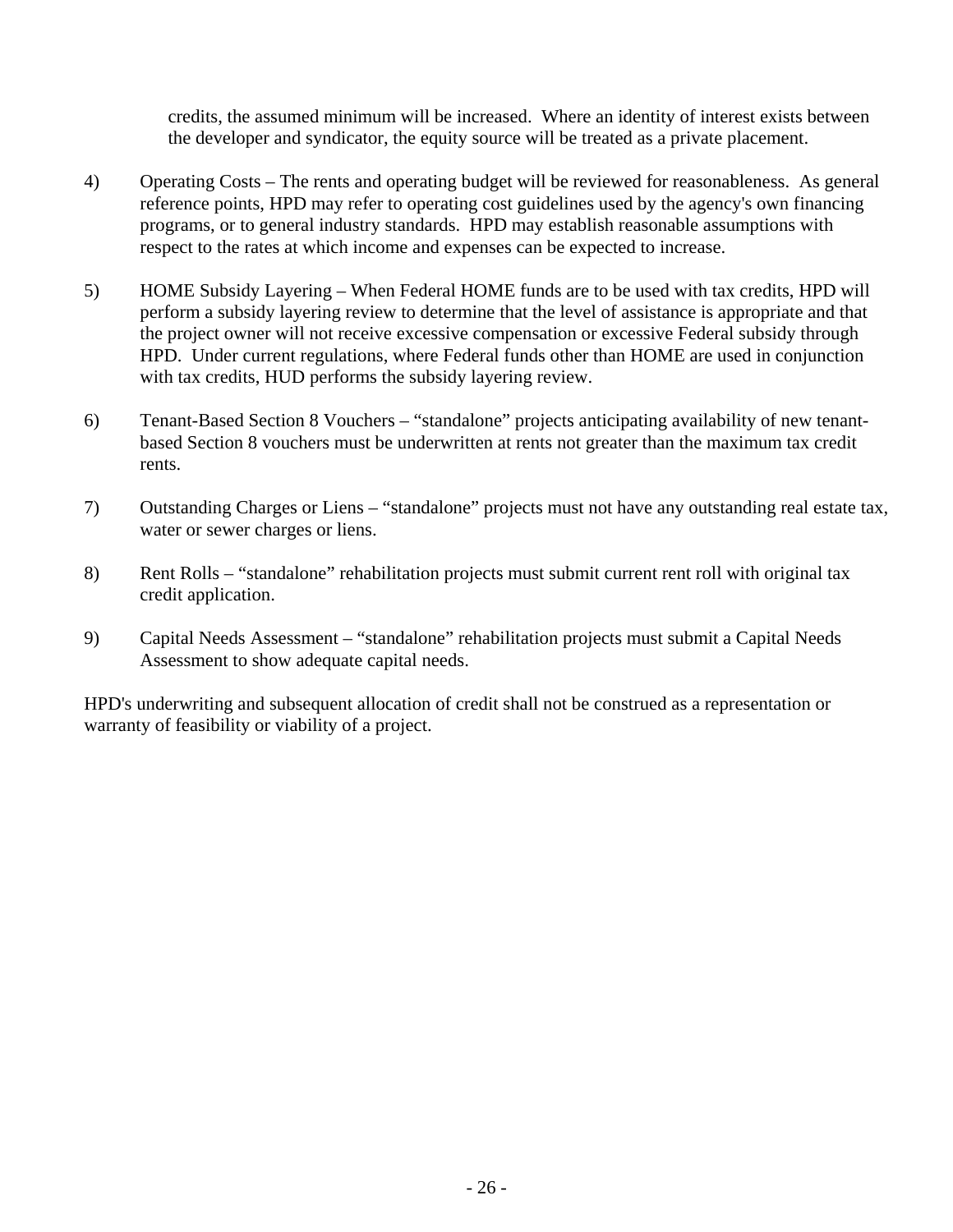credits, the assumed minimum will be increased. Where an identity of interest exists between the developer and syndicator, the equity source will be treated as a private placement.

4) Operating Costs – The rents and operating budget will be reviewed for reasonableness. As general reference points, HPD may refer to operating cost guidelines used by the agency's own financing programs, or to general industry standards. HPD may establish reasonable assumptions with respect to the rates at which income and expenses can be expected to increase.

5) HOME Subsidy Layering – When Federal HOME funds are to be used with tax credits, HPD will perform a subsidy layering review to determine that the level of assistance is appropriate and that the project owner will not receive excessive compensation or excessive Federal subsidy through HPD. Under current regulations, where Federal funds other than HOME are used in conjunction with tax credits, HUD performs the subsidy layering review.

6) Tenant-Based Section 8 Vouchers – "standalone" projects anticipating availability of new tenant-based Section 8 vouchers must be underwritten at rents not greater than the maximum tax credit rents.

7) Outstanding Charges or Liens – "standalone" projects must not have any outstanding real estate tax, water or sewer charges or liens.

8) Rent Rolls – "standalone" rehabilitation projects must submit current rent roll with original tax credit application.

9) Capital Needs Assessment – "standalone" rehabilitation projects must submit a Capital Needs Assessment to show adequate capital needs.

HPD's underwriting and subsequent allocation of credit shall not be construed as a representation or warranty of feasibility or viability of a project.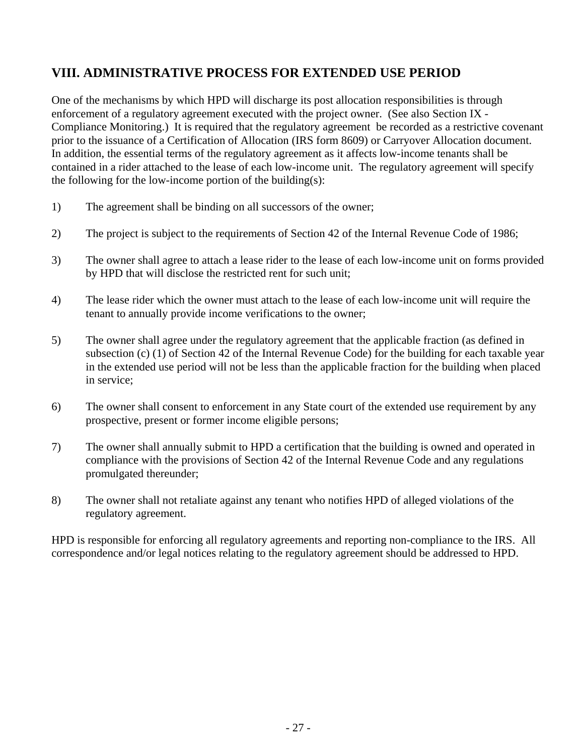## VIII. ADMINISTRATIVE PROCESS FOR EXTENDED USE PERIOD

One of the mechanisms by which HPD will discharge its post allocation responsibilities is through enforcement of a regulatory agreement executed with the project owner. (See also Section IX - Compliance Monitoring.) It is required that the regulatory agreement be recorded as a restrictive covenant prior to the issuance of a Certification of Allocation (IRS form 8609) or Carryover Allocation document. In addition, the essential terms of the regulatory agreement as it affects low-income tenants shall be contained in a rider attached to the lease of each low-income unit. The regulatory agreement will specify the following for the low-income portion of the building(s):

1) The agreement shall be binding on all successors of the owner;

2) The project is subject to the requirements of Section 42 of the Internal Revenue Code of 1986;

3) The owner shall agree to attach a lease rider to the lease of each low-income unit on forms provided by HPD that will disclose the restricted rent for such unit;

4) The lease rider which the owner must attach to the lease of each low-income unit will require the tenant to annually provide income verifications to the owner;

5) The owner shall agree under the regulatory agreement that the applicable fraction (as defined in subsection (c) (1) of Section 42 of the Internal Revenue Code) for the building for each taxable year in the extended use period will not be less than the applicable fraction for the building when placed in service;

6) The owner shall consent to enforcement in any State court of the extended use requirement by any prospective, present or former income eligible persons;

7) The owner shall annually submit to HPD a certification that the building is owned and operated in compliance with the provisions of Section 42 of the Internal Revenue Code and any regulations promulgated thereunder;

8) The owner shall not retaliate against any tenant who notifies HPD of alleged violations of the regulatory agreement.

HPD is responsible for enforcing all regulatory agreements and reporting non-compliance to the IRS. All correspondence and/or legal notices relating to the regulatory agreement should be addressed to HPD.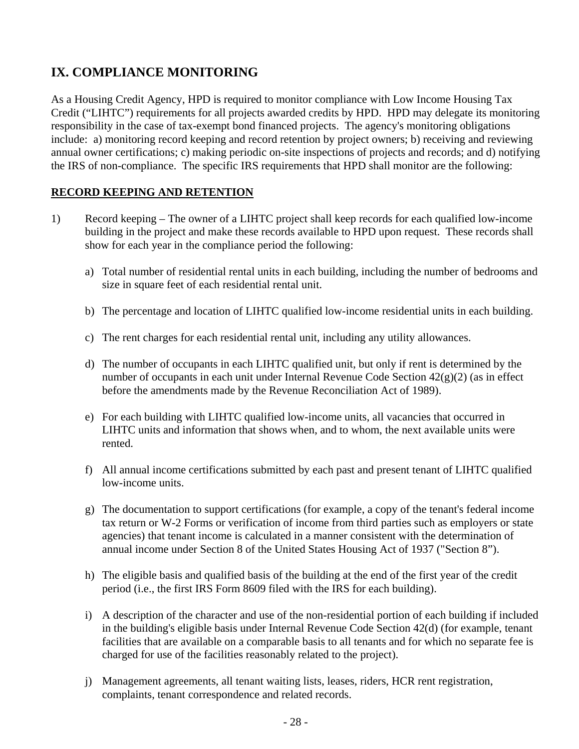## IX. COMPLIANCE MONITORING

As a Housing Credit Agency, HPD is required to monitor compliance with Low Income Housing Tax Credit ("LIHTC") requirements for all projects awarded credits by HPD. HPD may delegate its monitoring responsibility in the case of tax-exempt bond financed projects. The agency's monitoring obligations include: a) monitoring record keeping and record retention by project owners; b) receiving and reviewing annual owner certifications; c) making periodic on-site inspections of projects and records; and d) notifying the IRS of non-compliance. The specific IRS requirements that HPD shall monitor are the following:

**RECORD KEEPING AND RETENTION**

1) Record keeping – The owner of a LIHTC project shall keep records for each qualified low-income building in the project and make these records available to HPD upon request. These records shall show for each year in the compliance period the following:

   a) Total number of residential rental units in each building, including the number of bedrooms and size in square feet of each residential rental unit.

   b) The percentage and location of LIHTC qualified low-income residential units in each building.

   c) The rent charges for each residential rental unit, including any utility allowances.

   d) The number of occupants in each LIHTC qualified unit, but only if rent is determined by the number of occupants in each unit under Internal Revenue Code Section 42(g)(2) (as in effect before the amendments made by the Revenue Reconciliation Act of 1989).

   e) For each building with LIHTC qualified low-income units, all vacancies that occurred in LIHTC units and information that shows when, and to whom, the next available units were rented.

   f) All annual income certifications submitted by each past and present tenant of LIHTC qualified low-income units.

   g) The documentation to support certifications (for example, a copy of the tenant's federal income tax return or W-2 Forms or verification of income from third parties such as employers or state agencies) that tenant income is calculated in a manner consistent with the determination of annual income under Section 8 of the United States Housing Act of 1937 ("Section 8").

   h) The eligible basis and qualified basis of the building at the end of the first year of the credit period (i.e., the first IRS Form 8609 filed with the IRS for each building).

   i) A description of the character and use of the non-residential portion of each building if included in the building's eligible basis under Internal Revenue Code Section 42(d) (for example, tenant facilities that are available on a comparable basis to all tenants and for which no separate fee is charged for use of the facilities reasonably related to the project).

   j) Management agreements, all tenant waiting lists, leases, riders, HCR rent registration, complaints, tenant correspondence and related records.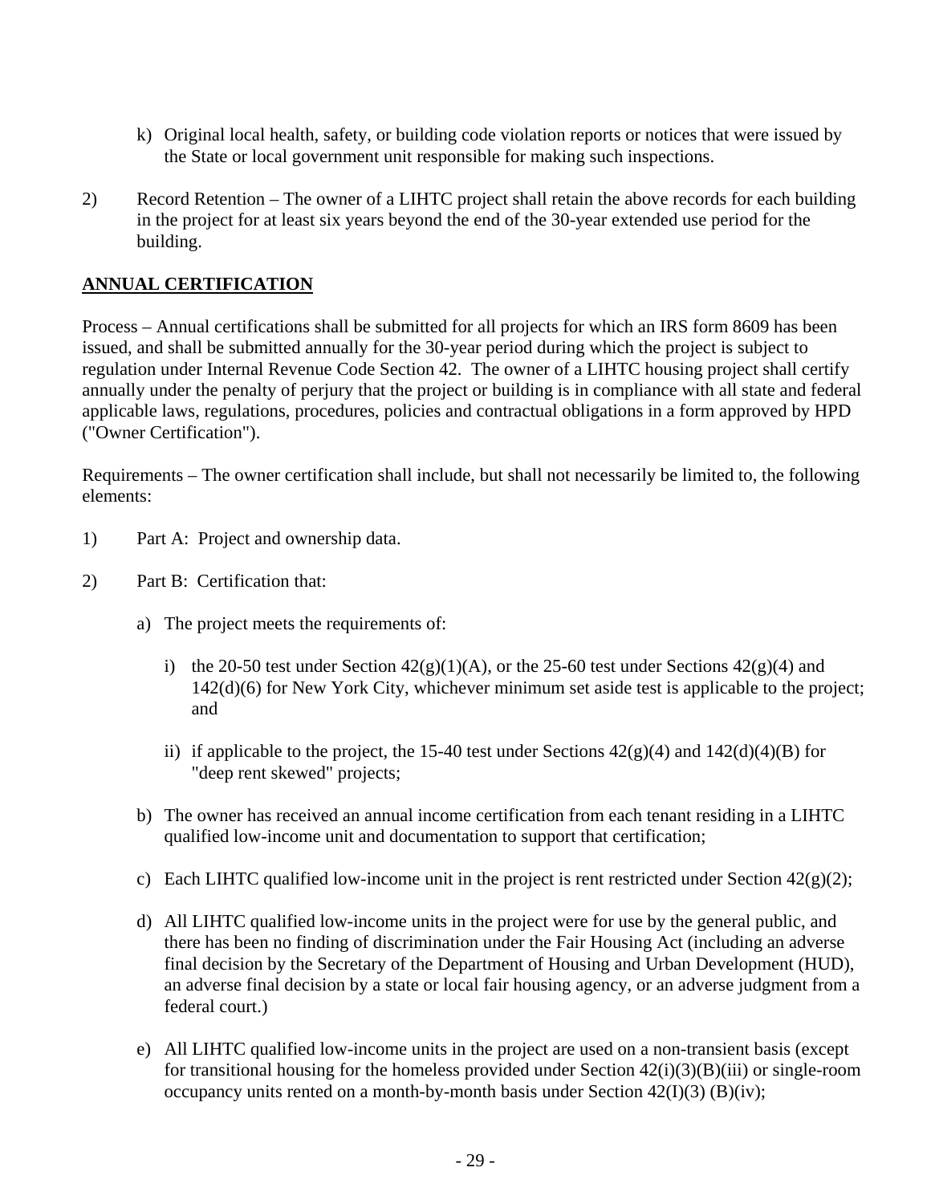k) Original local health, safety, or building code violation reports or notices that were issued by the State or local government unit responsible for making such inspections.

2) Record Retention – The owner of a LIHTC project shall retain the above records for each building in the project for at least six years beyond the end of the 30-year extended use period for the building.

**ANNUAL CERTIFICATION**

Process – Annual certifications shall be submitted for all projects for which an IRS form 8609 has been issued, and shall be submitted annually for the 30-year period during which the project is subject to regulation under Internal Revenue Code Section 42. The owner of a LIHTC housing project shall certify annually under the penalty of perjury that the project or building is in compliance with all state and federal applicable laws, regulations, procedures, policies and contractual obligations in a form approved by HPD ("Owner Certification").

Requirements – The owner certification shall include, but shall not necessarily be limited to, the following elements:

1) Part A: Project and ownership data.

2) Part B: Certification that:

   a) The project meets the requirements of:

      i) the 20-50 test under Section 42(g)(1)(A), or the 25-60 test under Sections 42(g)(4) and 142(d)(6) for New York City, whichever minimum set aside test is applicable to the project; and

      ii) if applicable to the project, the 15-40 test under Sections 42(g)(4) and 142(d)(4)(B) for "deep rent skewed" projects;

   b) The owner has received an annual income certification from each tenant residing in a LIHTC qualified low-income unit and documentation to support that certification;

   c) Each LIHTC qualified low-income unit in the project is rent restricted under Section 42(g)(2);

   d) All LIHTC qualified low-income units in the project were for use by the general public, and there has been no finding of discrimination under the Fair Housing Act (including an adverse final decision by the Secretary of the Department of Housing and Urban Development (HUD), an adverse final decision by a state or local fair housing agency, or an adverse judgment from a federal court.)

   e) All LIHTC qualified low-income units in the project are used on a non-transient basis (except for transitional housing for the homeless provided under Section 42(i)(3)(B)(iii) or single-room occupancy units rented on a month-by-month basis under Section 42(I)(3) (B)(iv);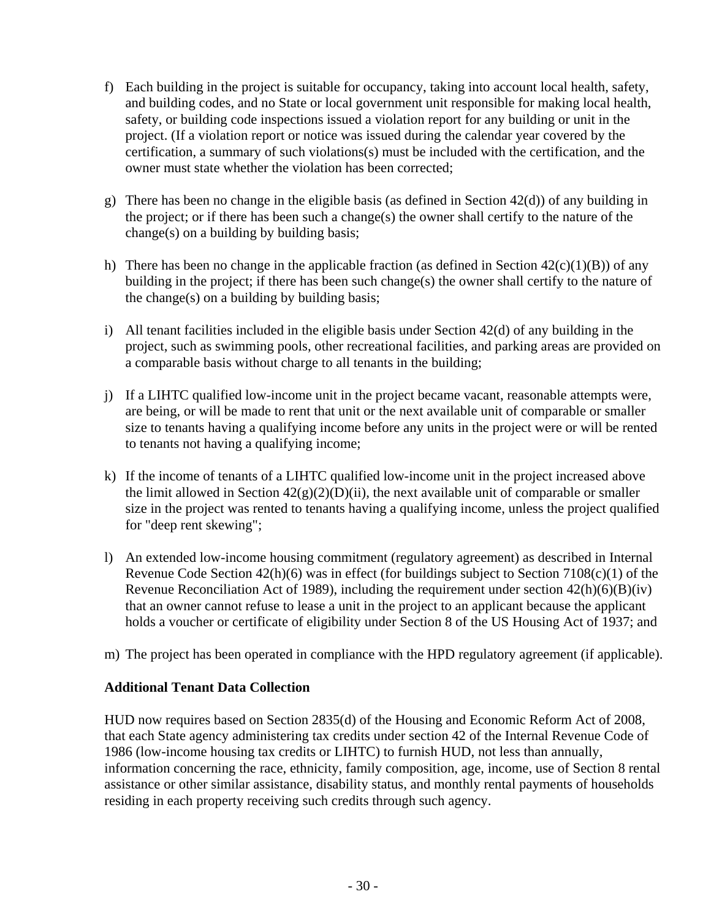f) Each building in the project is suitable for occupancy, taking into account local health, safety, and building codes, and no State or local government unit responsible for making local health, safety, or building code inspections issued a violation report for any building or unit in the project. (If a violation report or notice was issued during the calendar year covered by the certification, a summary of such violations(s) must be included with the certification, and the owner must state whether the violation has been corrected;

g) There has been no change in the eligible basis (as defined in Section 42(d)) of any building in the project; or if there has been such a change(s) the owner shall certify to the nature of the change(s) on a building by building basis;

h) There has been no change in the applicable fraction (as defined in Section 42(c)(1)(B)) of any building in the project; if there has been such change(s) the owner shall certify to the nature of the change(s) on a building by building basis;

i) All tenant facilities included in the eligible basis under Section 42(d) of any building in the project, such as swimming pools, other recreational facilities, and parking areas are provided on a comparable basis without charge to all tenants in the building;

j) If a LIHTC qualified low-income unit in the project became vacant, reasonable attempts were, are being, or will be made to rent that unit or the next available unit of comparable or smaller size to tenants having a qualifying income before any units in the project were or will be rented to tenants not having a qualifying income;

k) If the income of tenants of a LIHTC qualified low-income unit in the project increased above the limit allowed in Section 42(g)(2)(D)(ii), the next available unit of comparable or smaller size in the project was rented to tenants having a qualifying income, unless the project qualified for "deep rent skewing";

l) An extended low-income housing commitment (regulatory agreement) as described in Internal Revenue Code Section 42(h)(6) was in effect (for buildings subject to Section 7108(c)(1) of the Revenue Reconciliation Act of 1989), including the requirement under section 42(h)(6)(B)(iv) that an owner cannot refuse to lease a unit in the project to an applicant because the applicant holds a voucher or certificate of eligibility under Section 8 of the US Housing Act of 1937; and

m) The project has been operated in compliance with the HPD regulatory agreement (if applicable).

**Additional Tenant Data Collection**

HUD now requires based on Section 2835(d) of the Housing and Economic Reform Act of 2008, that each State agency administering tax credits under section 42 of the Internal Revenue Code of 1986 (low-income housing tax credits or LIHTC) to furnish HUD, not less than annually, information concerning the race, ethnicity, family composition, age, income, use of Section 8 rental assistance or other similar assistance, disability status, and monthly rental payments of households residing in each property receiving such credits through such agency.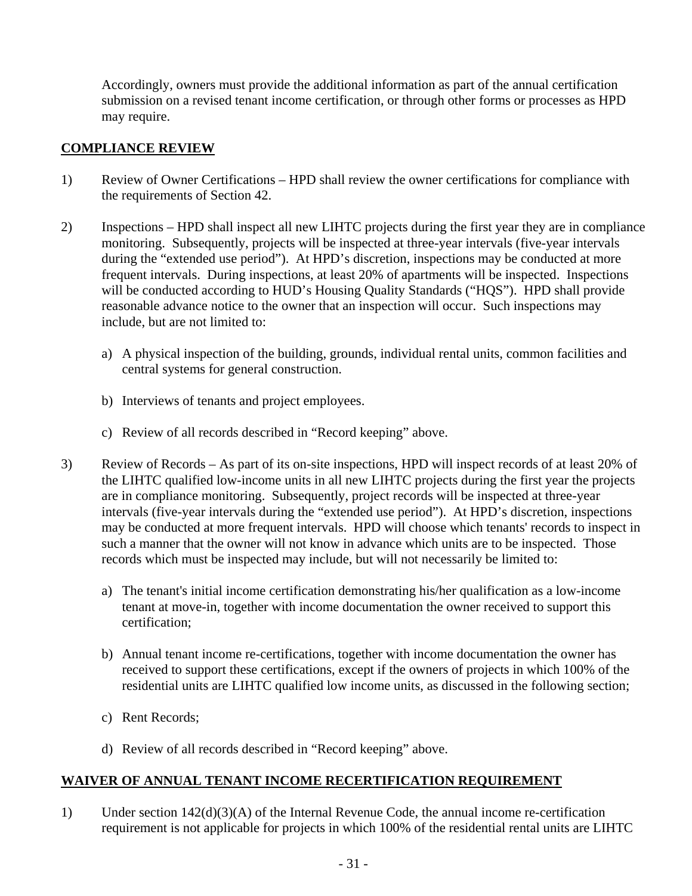Accordingly, owners must provide the additional information as part of the annual certification submission on a revised tenant income certification, or through other forms or processes as HPD may require.

## COMPLIANCE REVIEW

1) Review of Owner Certifications – HPD shall review the owner certifications for compliance with the requirements of Section 42.

2) Inspections – HPD shall inspect all new LIHTC projects during the first year they are in compliance monitoring. Subsequently, projects will be inspected at three-year intervals (five-year intervals during the "extended use period"). At HPD's discretion, inspections may be conducted at more frequent intervals. During inspections, at least 20% of apartments will be inspected. Inspections will be conducted according to HUD's Housing Quality Standards ("HQS"). HPD shall provide reasonable advance notice to the owner that an inspection will occur. Such inspections may include, but are not limited to:

   a) A physical inspection of the building, grounds, individual rental units, common facilities and central systems for general construction.

   b) Interviews of tenants and project employees.

   c) Review of all records described in "Record keeping" above.

3) Review of Records – As part of its on-site inspections, HPD will inspect records of at least 20% of the LIHTC qualified low-income units in all new LIHTC projects during the first year the projects are in compliance monitoring. Subsequently, project records will be inspected at three-year intervals (five-year intervals during the "extended use period"). At HPD's discretion, inspections may be conducted at more frequent intervals. HPD will choose which tenants' records to inspect in such a manner that the owner will not know in advance which units are to be inspected. Those records which must be inspected may include, but will not necessarily be limited to:

   a) The tenant's initial income certification demonstrating his/her qualification as a low-income tenant at move-in, together with income documentation the owner received to support this certification;

   b) Annual tenant income re-certifications, together with income documentation the owner has received to support these certifications, except if the owners of projects in which 100% of the residential units are LIHTC qualified low income units, as discussed in the following section;

   c) Rent Records;

   d) Review of all records described in "Record keeping" above.

## WAIVER OF ANNUAL TENANT INCOME RECERTIFICATION REQUIREMENT

1) Under section 142(d)(3)(A) of the Internal Revenue Code, the annual income re-certification requirement is not applicable for projects in which 100% of the residential rental units are LIHTC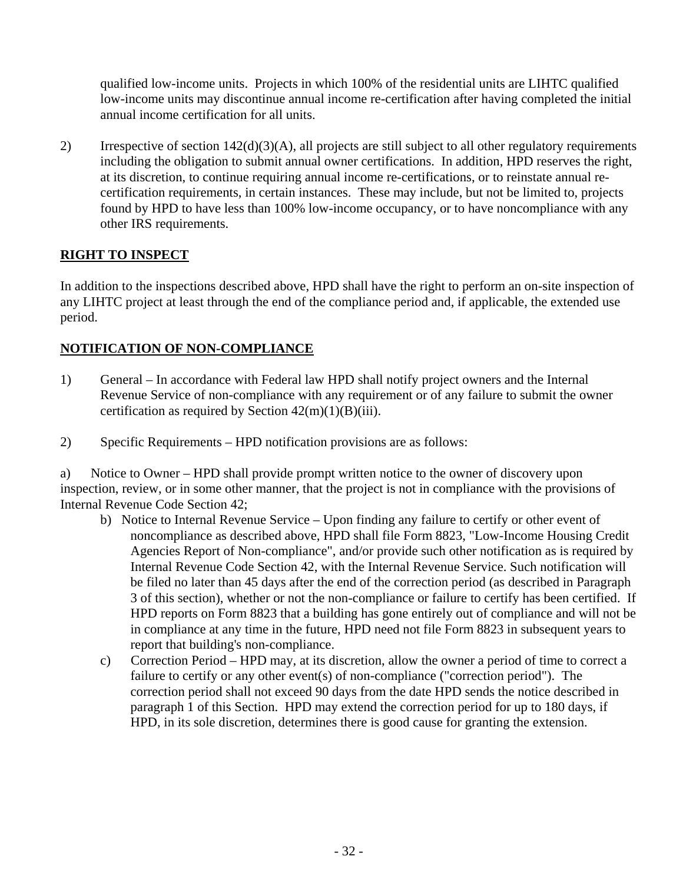qualified low-income units. Projects in which 100% of the residential units are LIHTC qualified low-income units may discontinue annual income re-certification after having completed the initial annual income certification for all units.

2) Irrespective of section 142(d)(3)(A), all projects are still subject to all other regulatory requirements including the obligation to submit annual owner certifications. In addition, HPD reserves the right, at its discretion, to continue requiring annual income re-certifications, or to reinstate annual re-certification requirements, in certain instances. These may include, but not be limited to, projects found by HPD to have less than 100% low-income occupancy, or to have noncompliance with any other IRS requirements.

**RIGHT TO INSPECT**

In addition to the inspections described above, HPD shall have the right to perform an on-site inspection of any LIHTC project at least through the end of the compliance period and, if applicable, the extended use period.

**NOTIFICATION OF NON-COMPLIANCE**

1) General – In accordance with Federal law HPD shall notify project owners and the Internal Revenue Service of non-compliance with any requirement or of any failure to submit the owner certification as required by Section 42(m)(1)(B)(iii).

2) Specific Requirements – HPD notification provisions are as follows:

a) Notice to Owner – HPD shall provide prompt written notice to the owner of discovery upon inspection, review, or in some other manner, that the project is not in compliance with the provisions of Internal Revenue Code Section 42;

b) Notice to Internal Revenue Service – Upon finding any failure to certify or other event of noncompliance as described above, HPD shall file Form 8823, "Low-Income Housing Credit Agencies Report of Non-compliance", and/or provide such other notification as is required by Internal Revenue Code Section 42, with the Internal Revenue Service. Such notification will be filed no later than 45 days after the end of the correction period (as described in Paragraph 3 of this section), whether or not the non-compliance or failure to certify has been certified. If HPD reports on Form 8823 that a building has gone entirely out of compliance and will not be in compliance at any time in the future, HPD need not file Form 8823 in subsequent years to report that building's non-compliance.

c) Correction Period – HPD may, at its discretion, allow the owner a period of time to correct a failure to certify or any other event(s) of non-compliance ("correction period"). The correction period shall not exceed 90 days from the date HPD sends the notice described in paragraph 1 of this Section. HPD may extend the correction period for up to 180 days, if HPD, in its sole discretion, determines there is good cause for granting the extension.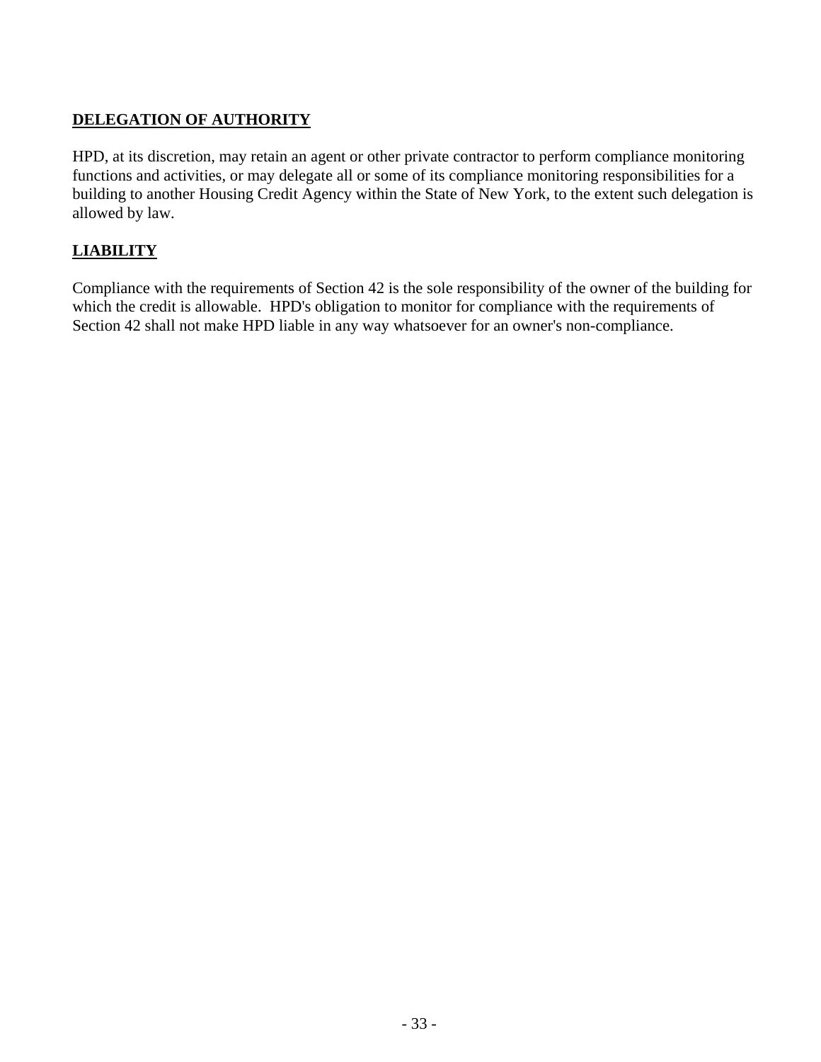## DELEGATION OF AUTHORITY

HPD, at its discretion, may retain an agent or other private contractor to perform compliance monitoring functions and activities, or may delegate all or some of its compliance monitoring responsibilities for a building to another Housing Credit Agency within the State of New York, to the extent such delegation is allowed by law.

## LIABILITY

Compliance with the requirements of Section 42 is the sole responsibility of the owner of the building for which the credit is allowable. HPD's obligation to monitor for compliance with the requirements of Section 42 shall not make HPD liable in any way whatsoever for an owner's non-compliance.